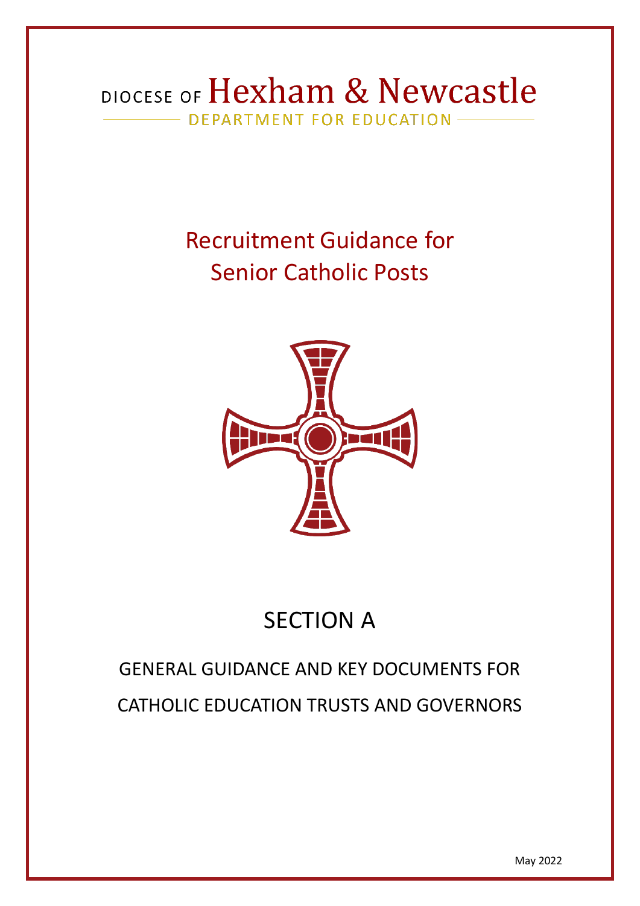DIOCESE OF Hexham & Newcastle

DEPARTMENT FOR EDUCATION

# Recruitment Guidance for Senior Catholic Posts

# SECTION A

## GENERAL GUIDANCE AND KEY DOCUMENTS FOR CATHOLIC EDUCATION TRUSTS AND GOVERNORS

May 2022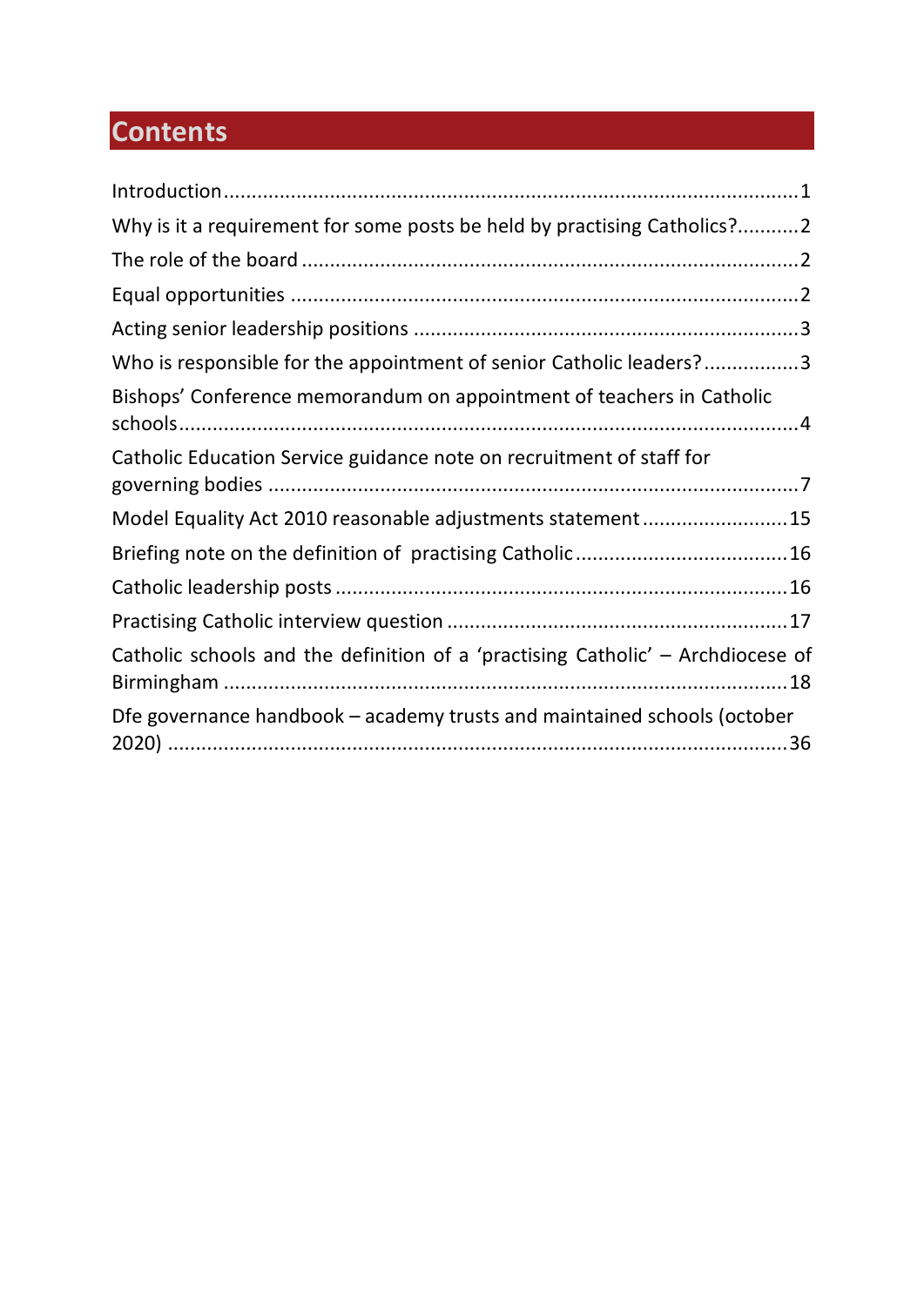# Contents

Introduction.....1

Why is it a requirement for some posts be held by practising Catholics?.....2

The role of the board.....2

Equal opportunities.....2

Acting senior leadership positions.....3

Who is responsible for the appointment of senior Catholic leaders?.....3

Bishops' Conference memorandum on appointment of teachers in Catholic schools.....4

Catholic Education Service guidance note on recruitment of staff for governing bodies.....7

Model Equality Act 2010 reasonable adjustments statement.....15

Briefing note on the definition of practising Catholic.....16

Catholic leadership posts.....16

Practising Catholic interview question.....17

Catholic schools and the definition of a 'practising Catholic' – Archdiocese of Birmingham.....18

Dfe governance handbook – academy trusts and maintained schools (october 2020).....36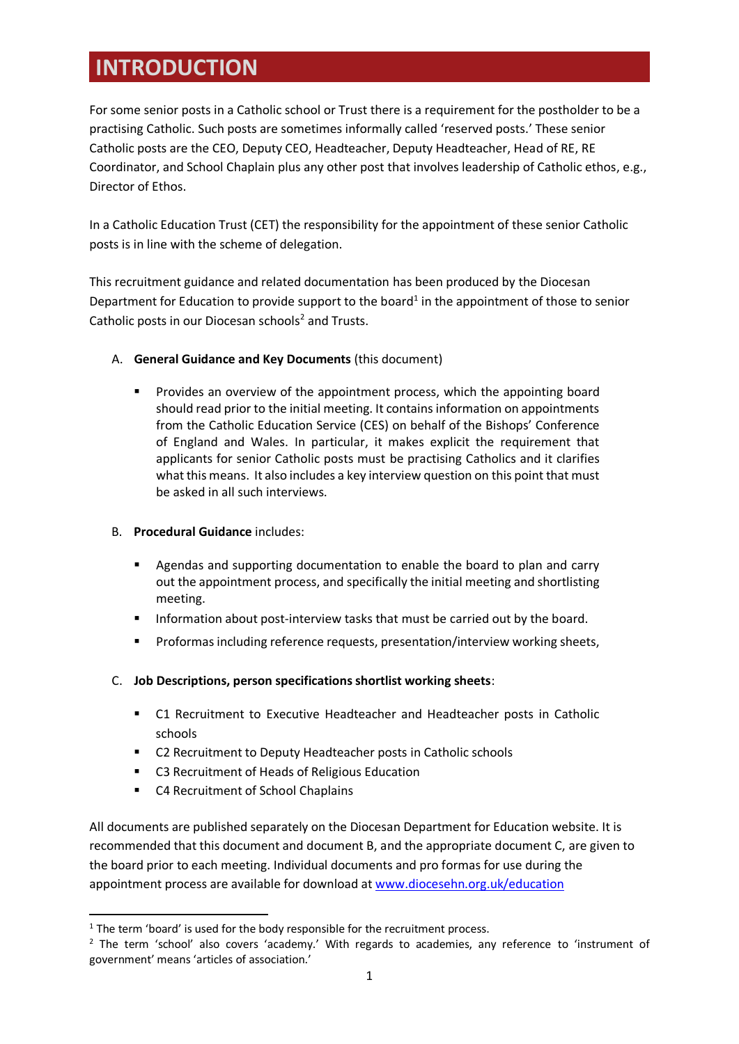# INTRODUCTION

For some senior posts in a Catholic school or Trust there is a requirement for the postholder to be a practising Catholic. Such posts are sometimes informally called 'reserved posts.' These senior Catholic posts are the CEO, Deputy CEO, Headteacher, Deputy Headteacher, Head of RE, RE Coordinator, and School Chaplain plus any other post that involves leadership of Catholic ethos, e.g., Director of Ethos.

In a Catholic Education Trust (CET) the responsibility for the appointment of these senior Catholic posts is in line with the scheme of delegation.

This recruitment guidance and related documentation has been produced by the Diocesan Department for Education to provide support to the board[1] in the appointment of those to senior Catholic posts in our Diocesan schools[2] and Trusts.

A. **General Guidance and Key Documents** (this document)

   - Provides an overview of the appointment process, which the appointing board should read prior to the initial meeting. It contains information on appointments from the Catholic Education Service (CES) on behalf of the Bishops' Conference of England and Wales. In particular, it makes explicit the requirement that applicants for senior Catholic posts must be practising Catholics and it clarifies what this means. It also includes a key interview question on this point that must be asked in all such interviews.

B. **Procedural Guidance** includes:

   - Agendas and supporting documentation to enable the board to plan and carry out the appointment process, and specifically the initial meeting and shortlisting meeting.
   - Information about post-interview tasks that must be carried out by the board.
   - Proformas including reference requests, presentation/interview working sheets,

C. **Job Descriptions, person specifications shortlist working sheets**:

   - C1 Recruitment to Executive Headteacher and Headteacher posts in Catholic schools
   - C2 Recruitment to Deputy Headteacher posts in Catholic schools
   - C3 Recruitment of Heads of Religious Education
   - C4 Recruitment of School Chaplains

All documents are published separately on the Diocesan Department for Education website. It is recommended that this document and document B, and the appropriate document C, are given to the board prior to each meeting. Individual documents and pro formas for use during the appointment process are available for download at [www.diocesehn.org.uk/education](http://www.diocesehn.org.uk/education)

---

[1] The term 'board' is used for the body responsible for the recruitment process.

[2] The term 'school' also covers 'academy.' With regards to academies, any reference to 'instrument of government' means 'articles of association.'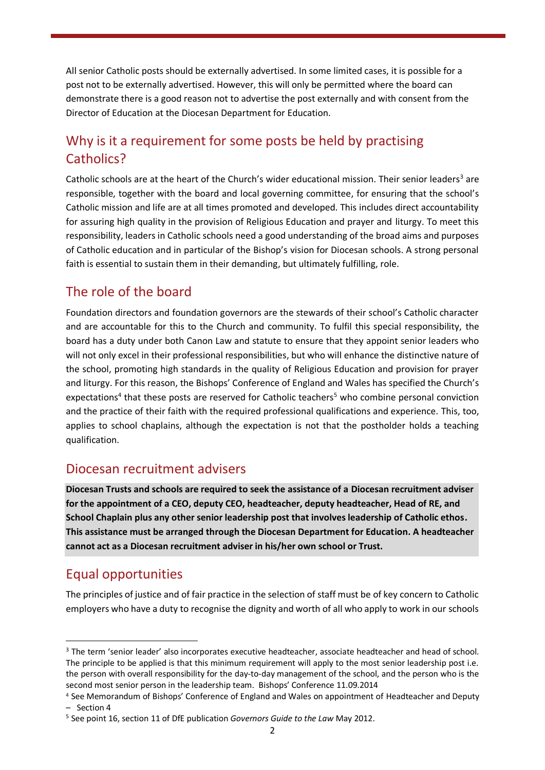All senior Catholic posts should be externally advertised. In some limited cases, it is possible for a post not to be externally advertised. However, this will only be permitted where the board can demonstrate there is a good reason not to advertise the post externally and with consent from the Director of Education at the Diocesan Department for Education.

## Why is it a requirement for some posts be held by practising Catholics?

Catholic schools are at the heart of the Church's wider educational mission. Their senior leaders[3] are responsible, together with the board and local governing committee, for ensuring that the school's Catholic mission and life are at all times promoted and developed. This includes direct accountability for assuring high quality in the provision of Religious Education and prayer and liturgy. To meet this responsibility, leaders in Catholic schools need a good understanding of the broad aims and purposes of Catholic education and in particular of the Bishop's vision for Diocesan schools. A strong personal faith is essential to sustain them in their demanding, but ultimately fulfilling, role.

## The role of the board

Foundation directors and foundation governors are the stewards of their school's Catholic character and are accountable for this to the Church and community. To fulfil this special responsibility, the board has a duty under both Canon Law and statute to ensure that they appoint senior leaders who will not only excel in their professional responsibilities, but who will enhance the distinctive nature of the school, promoting high standards in the quality of Religious Education and provision for prayer and liturgy. For this reason, the Bishops' Conference of England and Wales has specified the Church's expectations[4] that these posts are reserved for Catholic teachers[5] who combine personal conviction and the practice of their faith with the required professional qualifications and experience. This, too, applies to school chaplains, although the expectation is not that the postholder holds a teaching qualification.

## Diocesan recruitment advisers

**Diocesan Trusts and schools are required to seek the assistance of a Diocesan recruitment adviser for the appointment of a CEO, deputy CEO, headteacher, deputy headteacher, Head of RE, and School Chaplain plus any other senior leadership post that involves leadership of Catholic ethos. This assistance must be arranged through the Diocesan Department for Education. A headteacher cannot act as a Diocesan recruitment adviser in his/her own school or Trust.**

## Equal opportunities

The principles of justice and of fair practice in the selection of staff must be of key concern to Catholic employers who have a duty to recognise the dignity and worth of all who apply to work in our schools

---

[3] The term 'senior leader' also incorporates executive headteacher, associate headteacher and head of school. The principle to be applied is that this minimum requirement will apply to the most senior leadership post i.e. the person with overall responsibility for the day-to-day management of the school, and the person who is the second most senior person in the leadership team. Bishops' Conference 11.09.2014

[4] See Memorandum of Bishops' Conference of England and Wales on appointment of Headteacher and Deputy – Section 4

[5] See point 16, section 11 of DfE publication *Governors Guide to the Law* May 2012.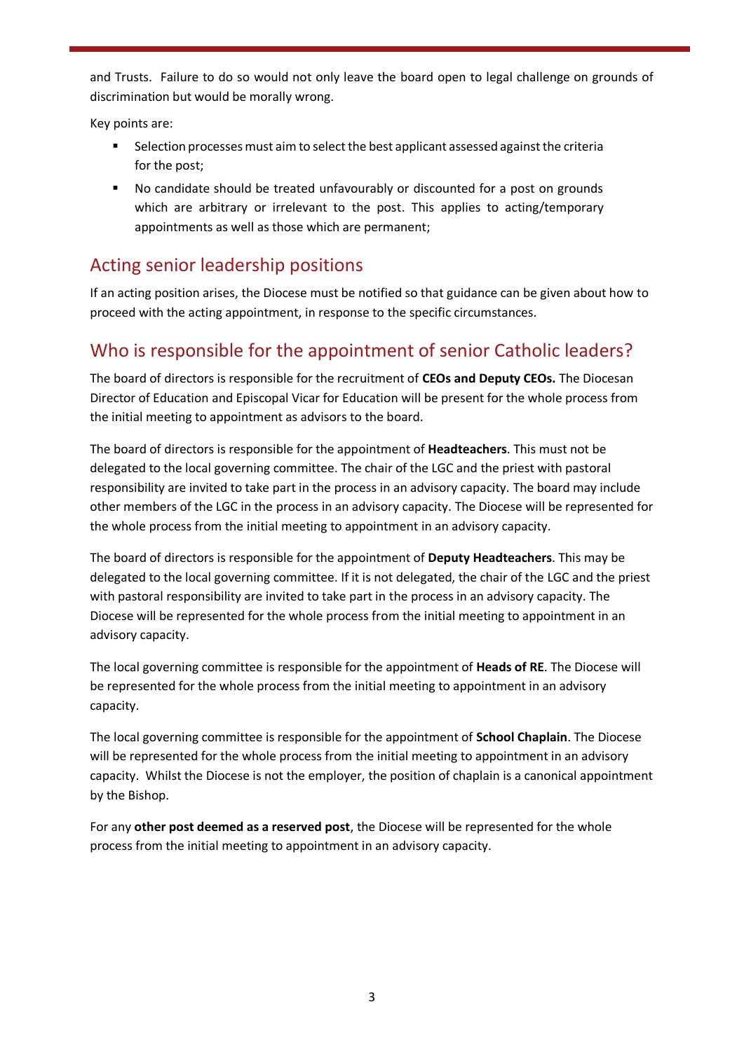and Trusts. Failure to do so would not only leave the board open to legal challenge on grounds of discrimination but would be morally wrong.

Key points are:

- Selection processes must aim to select the best applicant assessed against the criteria for the post;
- No candidate should be treated unfavourably or discounted for a post on grounds which are arbitrary or irrelevant to the post. This applies to acting/temporary appointments as well as those which are permanent;

## Acting senior leadership positions

If an acting position arises, the Diocese must be notified so that guidance can be given about how to proceed with the acting appointment, in response to the specific circumstances.

## Who is responsible for the appointment of senior Catholic leaders?

The board of directors is responsible for the recruitment of **CEOs and Deputy CEOs.** The Diocesan Director of Education and Episcopal Vicar for Education will be present for the whole process from the initial meeting to appointment as advisors to the board.

The board of directors is responsible for the appointment of **Headteachers**. This must not be delegated to the local governing committee. The chair of the LGC and the priest with pastoral responsibility are invited to take part in the process in an advisory capacity. The board may include other members of the LGC in the process in an advisory capacity. The Diocese will be represented for the whole process from the initial meeting to appointment in an advisory capacity.

The board of directors is responsible for the appointment of **Deputy Headteachers**. This may be delegated to the local governing committee. If it is not delegated, the chair of the LGC and the priest with pastoral responsibility are invited to take part in the process in an advisory capacity. The Diocese will be represented for the whole process from the initial meeting to appointment in an advisory capacity.

The local governing committee is responsible for the appointment of **Heads of RE**. The Diocese will be represented for the whole process from the initial meeting to appointment in an advisory capacity.

The local governing committee is responsible for the appointment of **School Chaplain**. The Diocese will be represented for the whole process from the initial meeting to appointment in an advisory capacity. Whilst the Diocese is not the employer, the position of chaplain is a canonical appointment by the Bishop.

For any **other post deemed as a reserved post**, the Diocese will be represented for the whole process from the initial meeting to appointment in an advisory capacity.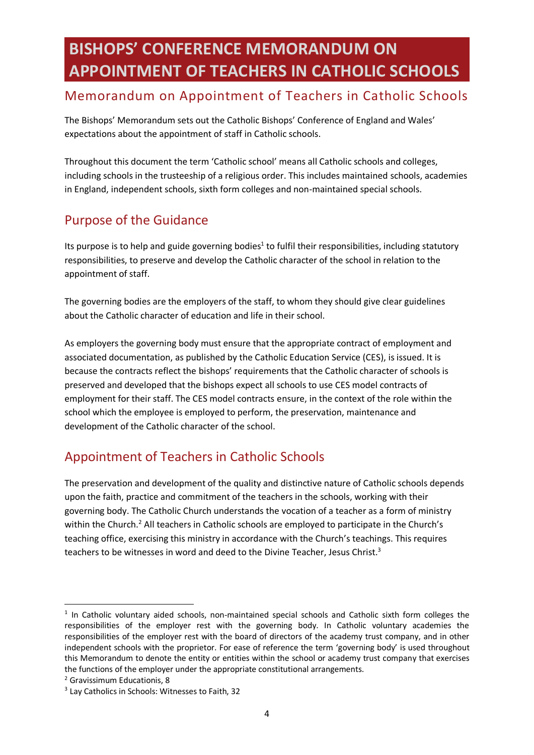# BISHOPS' CONFERENCE MEMORANDUM ON APPOINTMENT OF TEACHERS IN CATHOLIC SCHOOLS

## Memorandum on Appointment of Teachers in Catholic Schools

The Bishops' Memorandum sets out the Catholic Bishops' Conference of England and Wales' expectations about the appointment of staff in Catholic schools.

Throughout this document the term 'Catholic school' means all Catholic schools and colleges, including schools in the trusteeship of a religious order. This includes maintained schools, academies in England, independent schools, sixth form colleges and non-maintained special schools.

## Purpose of the Guidance

Its purpose is to help and guide governing bodies[1] to fulfil their responsibilities, including statutory responsibilities, to preserve and develop the Catholic character of the school in relation to the appointment of staff.

The governing bodies are the employers of the staff, to whom they should give clear guidelines about the Catholic character of education and life in their school.

As employers the governing body must ensure that the appropriate contract of employment and associated documentation, as published by the Catholic Education Service (CES), is issued. It is because the contracts reflect the bishops' requirements that the Catholic character of schools is preserved and developed that the bishops expect all schools to use CES model contracts of employment for their staff. The CES model contracts ensure, in the context of the role within the school which the employee is employed to perform, the preservation, maintenance and development of the Catholic character of the school.

## Appointment of Teachers in Catholic Schools

The preservation and development of the quality and distinctive nature of Catholic schools depends upon the faith, practice and commitment of the teachers in the schools, working with their governing body. The Catholic Church understands the vocation of a teacher as a form of ministry within the Church.[2] All teachers in Catholic schools are employed to participate in the Church's teaching office, exercising this ministry in accordance with the Church's teachings. This requires teachers to be witnesses in word and deed to the Divine Teacher, Jesus Christ.[3]

---

[1] In Catholic voluntary aided schools, non-maintained special schools and Catholic sixth form colleges the responsibilities of the employer rest with the governing body. In Catholic voluntary academies the responsibilities of the employer rest with the board of directors of the academy trust company, and in other independent schools with the proprietor. For ease of reference the term 'governing body' is used throughout this Memorandum to denote the entity or entities within the school or academy trust company that exercises the functions of the employer under the appropriate constitutional arrangements.

[2] Gravissimum Educationis, 8

[3] Lay Catholics in Schools: Witnesses to Faith, 32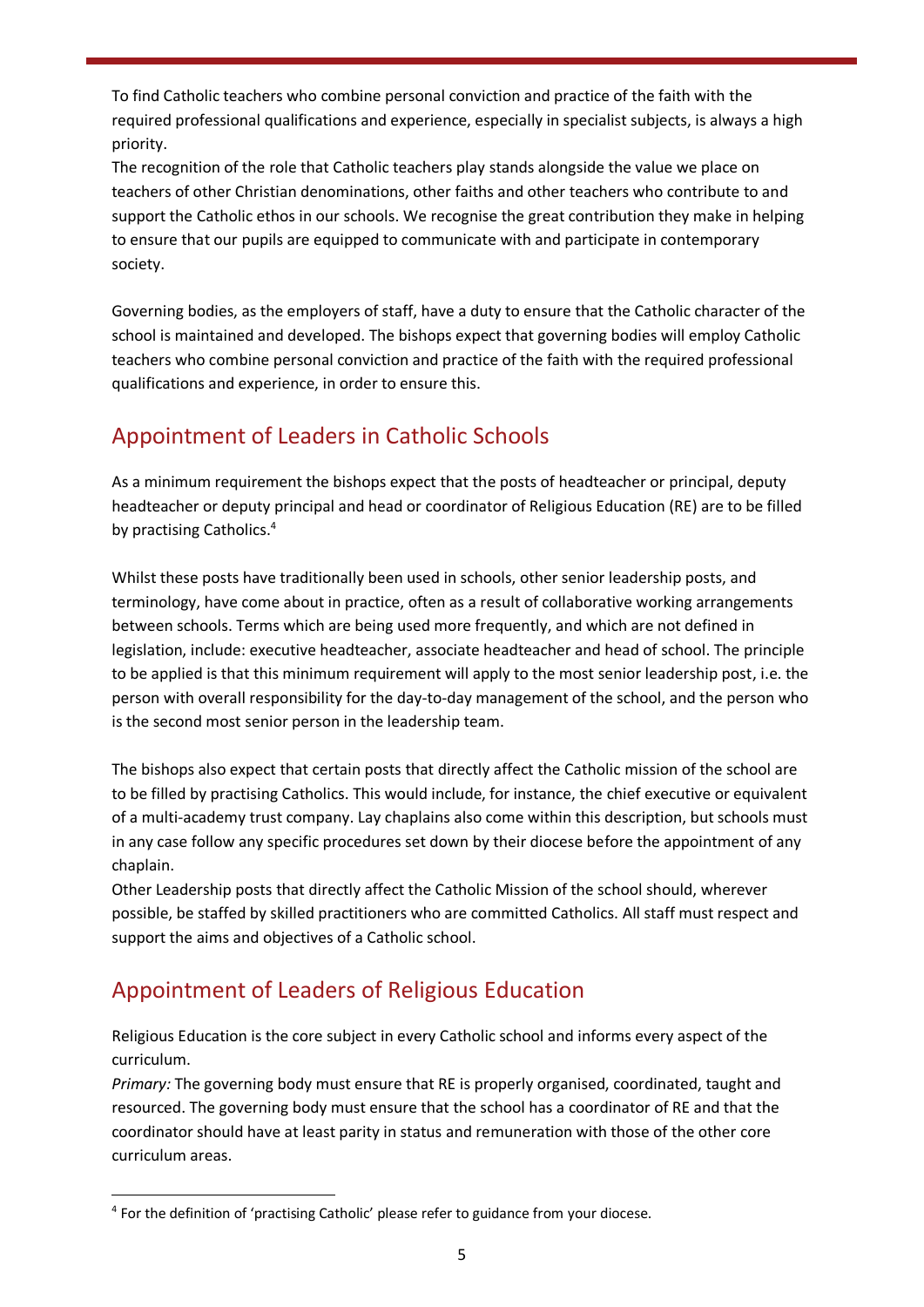To find Catholic teachers who combine personal conviction and practice of the faith with the required professional qualifications and experience, especially in specialist subjects, is always a high priority.

The recognition of the role that Catholic teachers play stands alongside the value we place on teachers of other Christian denominations, other faiths and other teachers who contribute to and support the Catholic ethos in our schools. We recognise the great contribution they make in helping to ensure that our pupils are equipped to communicate with and participate in contemporary society.

Governing bodies, as the employers of staff, have a duty to ensure that the Catholic character of the school is maintained and developed. The bishops expect that governing bodies will employ Catholic teachers who combine personal conviction and practice of the faith with the required professional qualifications and experience, in order to ensure this.

## Appointment of Leaders in Catholic Schools

As a minimum requirement the bishops expect that the posts of headteacher or principal, deputy headteacher or deputy principal and head or coordinator of Religious Education (RE) are to be filled by practising Catholics.[4]

Whilst these posts have traditionally been used in schools, other senior leadership posts, and terminology, have come about in practice, often as a result of collaborative working arrangements between schools. Terms which are being used more frequently, and which are not defined in legislation, include: executive headteacher, associate headteacher and head of school. The principle to be applied is that this minimum requirement will apply to the most senior leadership post, i.e. the person with overall responsibility for the day-to-day management of the school, and the person who is the second most senior person in the leadership team.

The bishops also expect that certain posts that directly affect the Catholic mission of the school are to be filled by practising Catholics. This would include, for instance, the chief executive or equivalent of a multi-academy trust company. Lay chaplains also come within this description, but schools must in any case follow any specific procedures set down by their diocese before the appointment of any chaplain.

Other Leadership posts that directly affect the Catholic Mission of the school should, wherever possible, be staffed by skilled practitioners who are committed Catholics. All staff must respect and support the aims and objectives of a Catholic school.

## Appointment of Leaders of Religious Education

Religious Education is the core subject in every Catholic school and informs every aspect of the curriculum.

*Primary:* The governing body must ensure that RE is properly organised, coordinated, taught and resourced. The governing body must ensure that the school has a coordinator of RE and that the coordinator should have at least parity in status and remuneration with those of the other core curriculum areas.

---

[4] For the definition of 'practising Catholic' please refer to guidance from your diocese.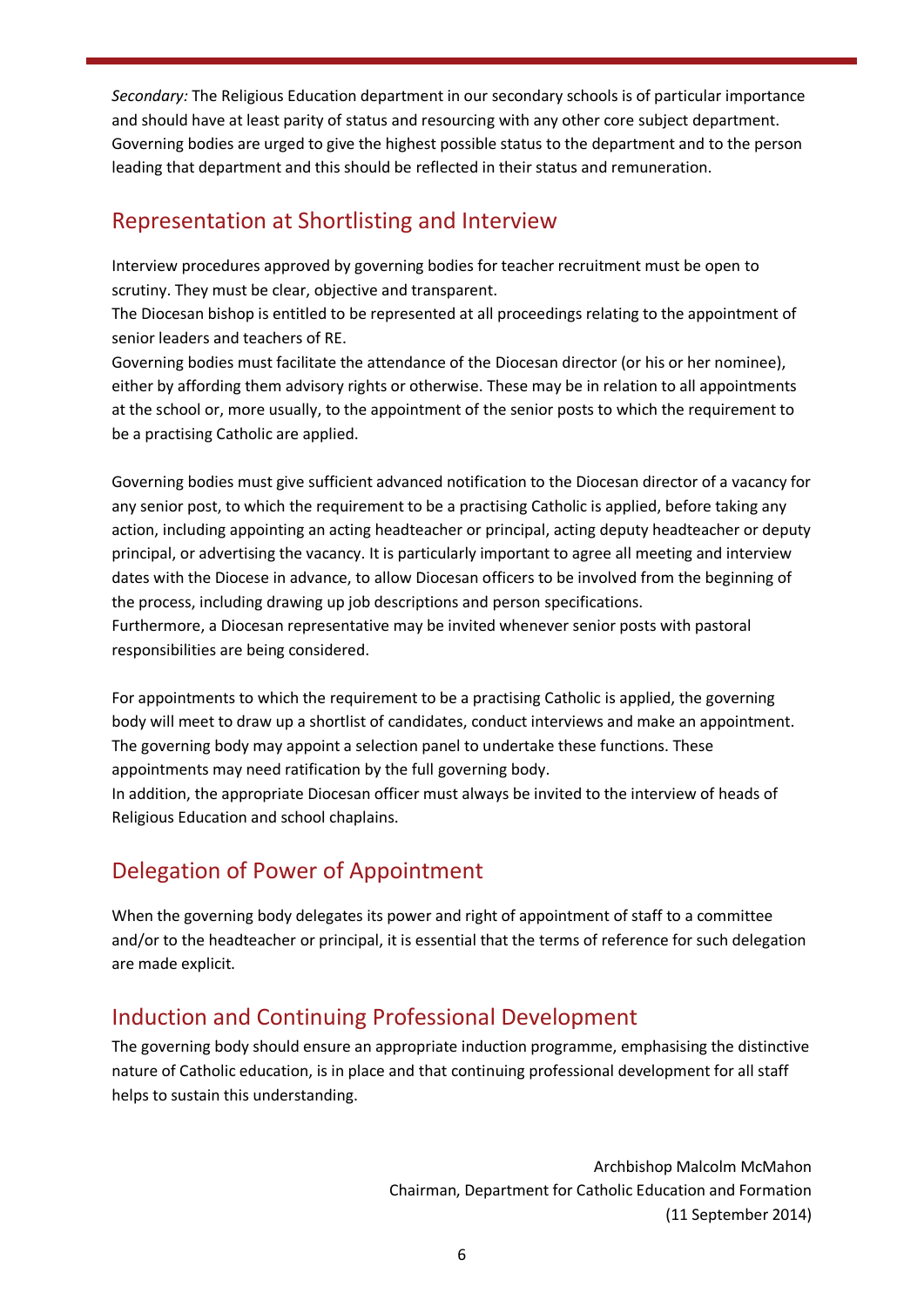*Secondary:* The Religious Education department in our secondary schools is of particular importance and should have at least parity of status and resourcing with any other core subject department. Governing bodies are urged to give the highest possible status to the department and to the person leading that department and this should be reflected in their status and remuneration.

## Representation at Shortlisting and Interview

Interview procedures approved by governing bodies for teacher recruitment must be open to scrutiny. They must be clear, objective and transparent.

The Diocesan bishop is entitled to be represented at all proceedings relating to the appointment of senior leaders and teachers of RE.

Governing bodies must facilitate the attendance of the Diocesan director (or his or her nominee), either by affording them advisory rights or otherwise. These may be in relation to all appointments at the school or, more usually, to the appointment of the senior posts to which the requirement to be a practising Catholic are applied.

Governing bodies must give sufficient advanced notification to the Diocesan director of a vacancy for any senior post, to which the requirement to be a practising Catholic is applied, before taking any action, including appointing an acting headteacher or principal, acting deputy headteacher or deputy principal, or advertising the vacancy. It is particularly important to agree all meeting and interview dates with the Diocese in advance, to allow Diocesan officers to be involved from the beginning of the process, including drawing up job descriptions and person specifications.

Furthermore, a Diocesan representative may be invited whenever senior posts with pastoral responsibilities are being considered.

For appointments to which the requirement to be a practising Catholic is applied, the governing body will meet to draw up a shortlist of candidates, conduct interviews and make an appointment. The governing body may appoint a selection panel to undertake these functions. These appointments may need ratification by the full governing body.

In addition, the appropriate Diocesan officer must always be invited to the interview of heads of Religious Education and school chaplains.

## Delegation of Power of Appointment

When the governing body delegates its power and right of appointment of staff to a committee and/or to the headteacher or principal, it is essential that the terms of reference for such delegation are made explicit.

## Induction and Continuing Professional Development

The governing body should ensure an appropriate induction programme, emphasising the distinctive nature of Catholic education, is in place and that continuing professional development for all staff helps to sustain this understanding.

Archbishop Malcolm McMahon
Chairman, Department for Catholic Education and Formation
(11 September 2014)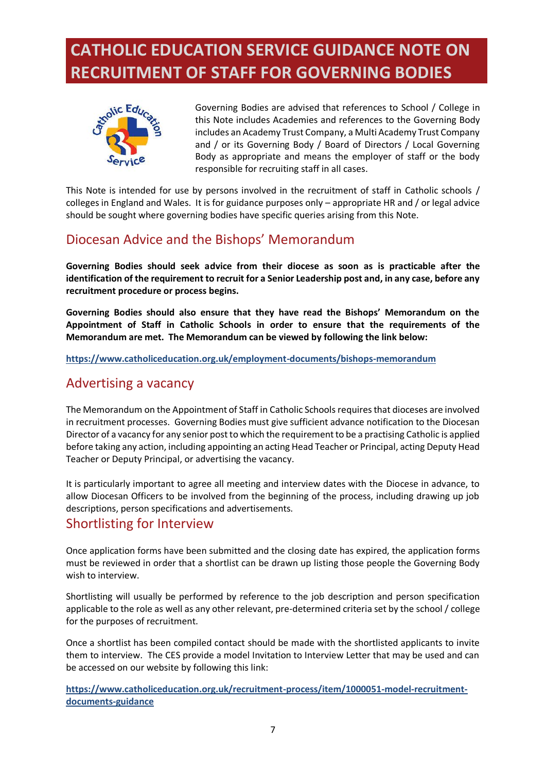# CATHOLIC EDUCATION SERVICE GUIDANCE NOTE ON RECRUITMENT OF STAFF FOR GOVERNING BODIES

Governing Bodies are advised that references to School / College in this Note includes Academies and references to the Governing Body includes an Academy Trust Company, a Multi Academy Trust Company and / or its Governing Body / Board of Directors / Local Governing Body as appropriate and means the employer of staff or the body responsible for recruiting staff in all cases.

This Note is intended for use by persons involved in the recruitment of staff in Catholic schools / colleges in England and Wales. It is for guidance purposes only – appropriate HR and / or legal advice should be sought where governing bodies have specific queries arising from this Note.

## Diocesan Advice and the Bishops' Memorandum

**Governing Bodies should seek advice from their diocese as soon as is practicable after the identification of the requirement to recruit for a Senior Leadership post and, in any case, before any recruitment procedure or process begins.**

**Governing Bodies should also ensure that they have read the Bishops' Memorandum on the Appointment of Staff in Catholic Schools in order to ensure that the requirements of the Memorandum are met. The Memorandum can be viewed by following the link below:**

**https://www.catholiceducation.org.uk/employment-documents/bishops-memorandum**

## Advertising a vacancy

The Memorandum on the Appointment of Staff in Catholic Schools requires that dioceses are involved in recruitment processes. Governing Bodies must give sufficient advance notification to the Diocesan Director of a vacancy for any senior post to which the requirement to be a practising Catholic is applied before taking any action, including appointing an acting Head Teacher or Principal, acting Deputy Head Teacher or Deputy Principal, or advertising the vacancy.

It is particularly important to agree all meeting and interview dates with the Diocese in advance, to allow Diocesan Officers to be involved from the beginning of the process, including drawing up job descriptions, person specifications and advertisements.

## Shortlisting for Interview

Once application forms have been submitted and the closing date has expired, the application forms must be reviewed in order that a shortlist can be drawn up listing those people the Governing Body wish to interview.

Shortlisting will usually be performed by reference to the job description and person specification applicable to the role as well as any other relevant, pre-determined criteria set by the school / college for the purposes of recruitment.

Once a shortlist has been compiled contact should be made with the shortlisted applicants to invite them to interview. The CES provide a model Invitation to Interview Letter that may be used and can be accessed on our website by following this link:

**https://www.catholiceducation.org.uk/recruitment-process/item/1000051-model-recruitment-documents-guidance**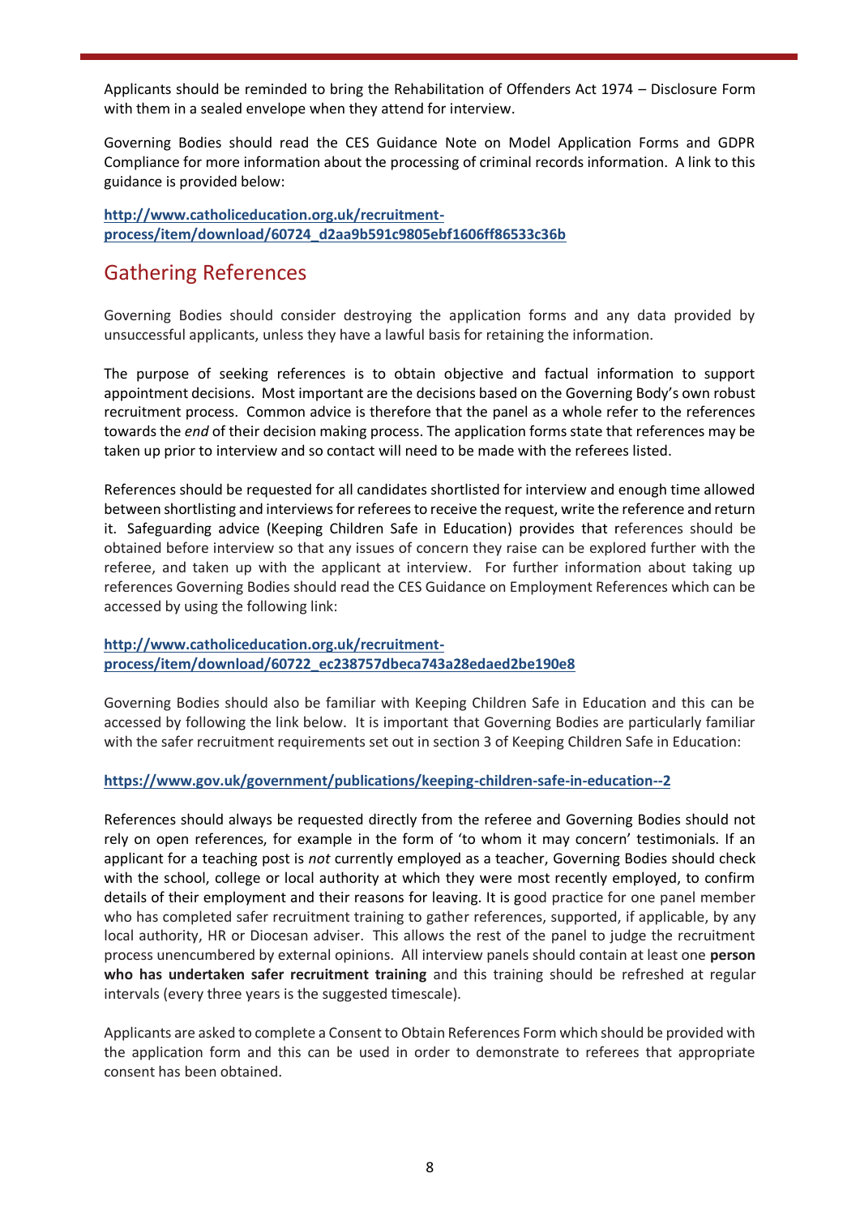Applicants should be reminded to bring the Rehabilitation of Offenders Act 1974 – Disclosure Form with them in a sealed envelope when they attend for interview.

Governing Bodies should read the CES Guidance Note on Model Application Forms and GDPR Compliance for more information about the processing of criminal records information. A link to this guidance is provided below:

**http://www.catholiceducation.org.uk/recruitment-process/item/download/60724_d2aa9b591c9805ebf1606ff86533c36b**

## Gathering References

Governing Bodies should consider destroying the application forms and any data provided by unsuccessful applicants, unless they have a lawful basis for retaining the information.

The purpose of seeking references is to obtain objective and factual information to support appointment decisions. Most important are the decisions based on the Governing Body's own robust recruitment process. Common advice is therefore that the panel as a whole refer to the references towards the *end* of their decision making process. The application forms state that references may be taken up prior to interview and so contact will need to be made with the referees listed.

References should be requested for all candidates shortlisted for interview and enough time allowed between shortlisting and interviews for referees to receive the request, write the reference and return it. Safeguarding advice (Keeping Children Safe in Education) provides that references should be obtained before interview so that any issues of concern they raise can be explored further with the referee, and taken up with the applicant at interview. For further information about taking up references Governing Bodies should read the CES Guidance on Employment References which can be accessed by using the following link:

**http://www.catholiceducation.org.uk/recruitment-process/item/download/60722_ec238757dbeca743a28edaed2be190e8**

Governing Bodies should also be familiar with Keeping Children Safe in Education and this can be accessed by following the link below. It is important that Governing Bodies are particularly familiar with the safer recruitment requirements set out in section 3 of Keeping Children Safe in Education:

**https://www.gov.uk/government/publications/keeping-children-safe-in-education--2**

References should always be requested directly from the referee and Governing Bodies should not rely on open references, for example in the form of 'to whom it may concern' testimonials. If an applicant for a teaching post is *not* currently employed as a teacher, Governing Bodies should check with the school, college or local authority at which they were most recently employed, to confirm details of their employment and their reasons for leaving. It is good practice for one panel member who has completed safer recruitment training to gather references, supported, if applicable, by any local authority, HR or Diocesan adviser. This allows the rest of the panel to judge the recruitment process unencumbered by external opinions. All interview panels should contain at least one **person who has undertaken safer recruitment training** and this training should be refreshed at regular intervals (every three years is the suggested timescale).

Applicants are asked to complete a Consent to Obtain References Form which should be provided with the application form and this can be used in order to demonstrate to referees that appropriate consent has been obtained.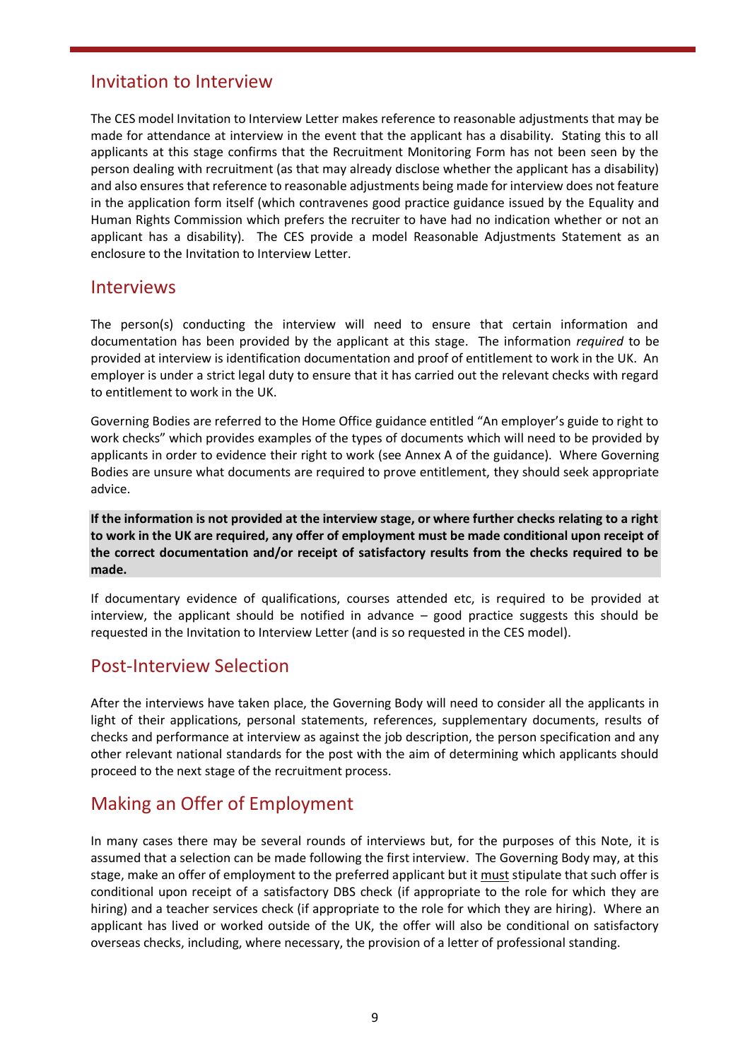## Invitation to Interview

The CES model Invitation to Interview Letter makes reference to reasonable adjustments that may be made for attendance at interview in the event that the applicant has a disability. Stating this to all applicants at this stage confirms that the Recruitment Monitoring Form has not been seen by the person dealing with recruitment (as that may already disclose whether the applicant has a disability) and also ensures that reference to reasonable adjustments being made for interview does not feature in the application form itself (which contravenes good practice guidance issued by the Equality and Human Rights Commission which prefers the recruiter to have had no indication whether or not an applicant has a disability). The CES provide a model Reasonable Adjustments Statement as an enclosure to the Invitation to Interview Letter.

## Interviews

The person(s) conducting the interview will need to ensure that certain information and documentation has been provided by the applicant at this stage. The information *required* to be provided at interview is identification documentation and proof of entitlement to work in the UK. An employer is under a strict legal duty to ensure that it has carried out the relevant checks with regard to entitlement to work in the UK.

Governing Bodies are referred to the Home Office guidance entitled "An employer's guide to right to work checks" which provides examples of the types of documents which will need to be provided by applicants in order to evidence their right to work (see Annex A of the guidance). Where Governing Bodies are unsure what documents are required to prove entitlement, they should seek appropriate advice.

**If the information is not provided at the interview stage, or where further checks relating to a right to work in the UK are required, any offer of employment must be made conditional upon receipt of the correct documentation and/or receipt of satisfactory results from the checks required to be made.**

If documentary evidence of qualifications, courses attended etc, is required to be provided at interview, the applicant should be notified in advance – good practice suggests this should be requested in the Invitation to Interview Letter (and is so requested in the CES model).

## Post-Interview Selection

After the interviews have taken place, the Governing Body will need to consider all the applicants in light of their applications, personal statements, references, supplementary documents, results of checks and performance at interview as against the job description, the person specification and any other relevant national standards for the post with the aim of determining which applicants should proceed to the next stage of the recruitment process.

## Making an Offer of Employment

In many cases there may be several rounds of interviews but, for the purposes of this Note, it is assumed that a selection can be made following the first interview. The Governing Body may, at this stage, make an offer of employment to the preferred applicant but it must stipulate that such offer is conditional upon receipt of a satisfactory DBS check (if appropriate to the role for which they are hiring) and a teacher services check (if appropriate to the role for which they are hiring). Where an applicant has lived or worked outside of the UK, the offer will also be conditional on satisfactory overseas checks, including, where necessary, the provision of a letter of professional standing.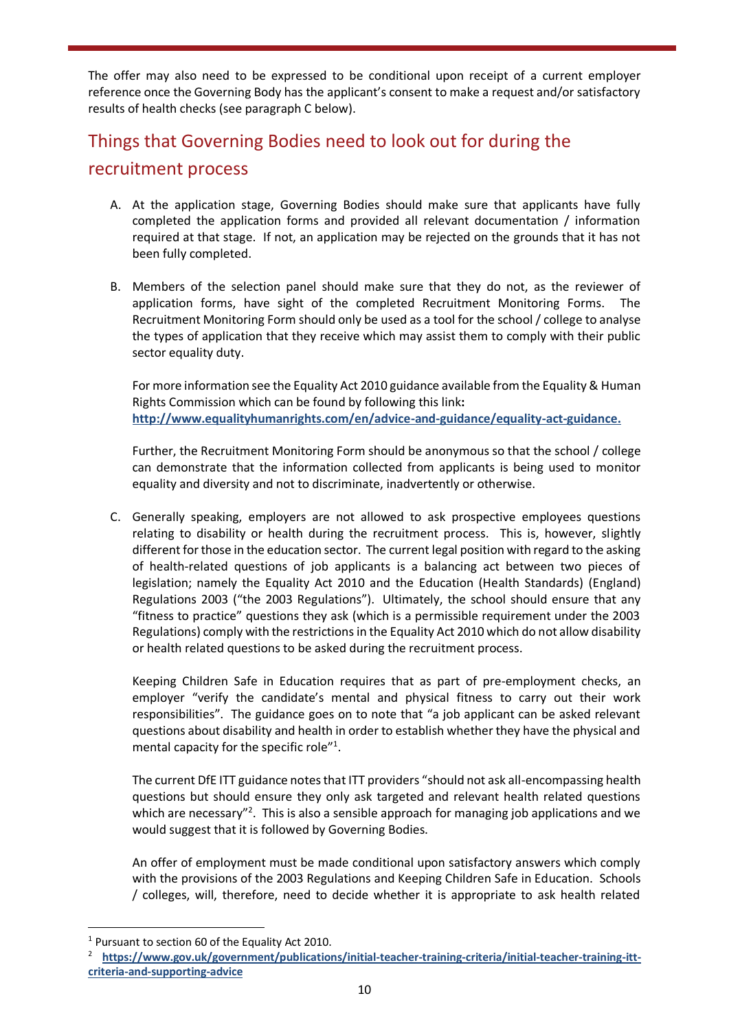The offer may also need to be expressed to be conditional upon receipt of a current employer reference once the Governing Body has the applicant's consent to make a request and/or satisfactory results of health checks (see paragraph C below).

## Things that Governing Bodies need to look out for during the recruitment process

A. At the application stage, Governing Bodies should make sure that applicants have fully completed the application forms and provided all relevant documentation / information required at that stage. If not, an application may be rejected on the grounds that it has not been fully completed.

B. Members of the selection panel should make sure that they do not, as the reviewer of application forms, have sight of the completed Recruitment Monitoring Forms. The Recruitment Monitoring Form should only be used as a tool for the school / college to analyse the types of application that they receive which may assist them to comply with their public sector equality duty.

   For more information see the Equality Act 2010 guidance available from the Equality & Human Rights Commission which can be found by following this link: **http://www.equalityhumanrights.com/en/advice-and-guidance/equality-act-guidance.**

   Further, the Recruitment Monitoring Form should be anonymous so that the school / college can demonstrate that the information collected from applicants is being used to monitor equality and diversity and not to discriminate, inadvertently or otherwise.

C. Generally speaking, employers are not allowed to ask prospective employees questions relating to disability or health during the recruitment process. This is, however, slightly different for those in the education sector. The current legal position with regard to the asking of health-related questions of job applicants is a balancing act between two pieces of legislation; namely the Equality Act 2010 and the Education (Health Standards) (England) Regulations 2003 ("the 2003 Regulations"). Ultimately, the school should ensure that any "fitness to practice" questions they ask (which is a permissible requirement under the 2003 Regulations) comply with the restrictions in the Equality Act 2010 which do not allow disability or health related questions to be asked during the recruitment process.

   Keeping Children Safe in Education requires that as part of pre-employment checks, an employer "verify the candidate's mental and physical fitness to carry out their work responsibilities". The guidance goes on to note that "a job applicant can be asked relevant questions about disability and health in order to establish whether they have the physical and mental capacity for the specific role"[1].

   The current DfE ITT guidance notes that ITT providers "should not ask all-encompassing health questions but should ensure they only ask targeted and relevant health related questions which are necessary"[2]. This is also a sensible approach for managing job applications and we would suggest that it is followed by Governing Bodies.

   An offer of employment must be made conditional upon satisfactory answers which comply with the provisions of the 2003 Regulations and Keeping Children Safe in Education. Schools / colleges, will, therefore, need to decide whether it is appropriate to ask health related

---

[1] Pursuant to section 60 of the Equality Act 2010.

[2] **https://www.gov.uk/government/publications/initial-teacher-training-criteria/initial-teacher-training-itt-criteria-and-supporting-advice**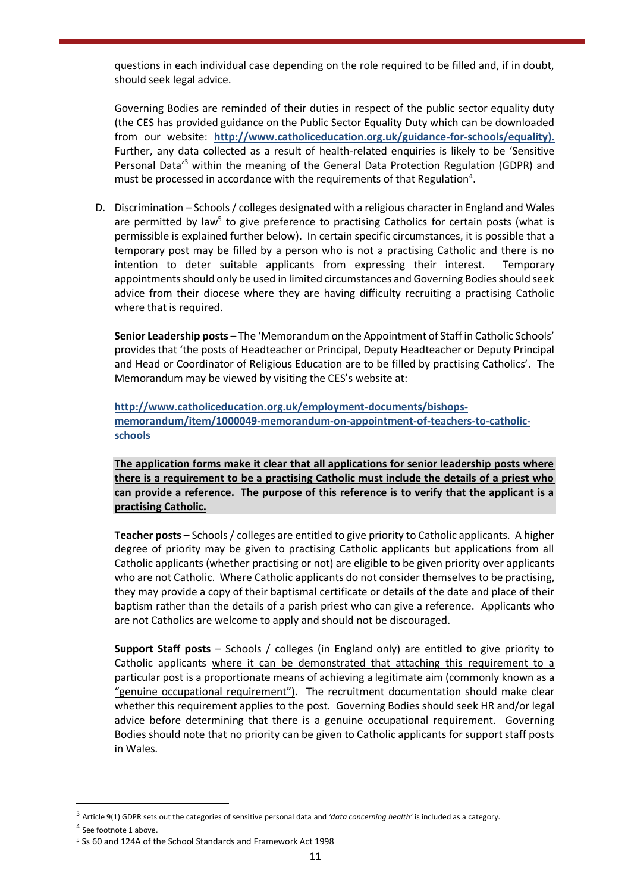questions in each individual case depending on the role required to be filled and, if in doubt, should seek legal advice.

Governing Bodies are reminded of their duties in respect of the public sector equality duty (the CES has provided guidance on the Public Sector Equality Duty which can be downloaded from our website: **http://www.catholiceducation.org.uk/guidance-for-schools/equality).** Further, any data collected as a result of health-related enquiries is likely to be 'Sensitive Personal Data'[3] within the meaning of the General Data Protection Regulation (GDPR) and must be processed in accordance with the requirements of that Regulation[4].

D. Discrimination – Schools / colleges designated with a religious character in England and Wales are permitted by law[5] to give preference to practising Catholics for certain posts (what is permissible is explained further below). In certain specific circumstances, it is possible that a temporary post may be filled by a person who is not a practising Catholic and there is no intention to deter suitable applicants from expressing their interest. Temporary appointments should only be used in limited circumstances and Governing Bodies should seek advice from their diocese where they are having difficulty recruiting a practising Catholic where that is required.

   **Senior Leadership posts** – The 'Memorandum on the Appointment of Staff in Catholic Schools' provides that 'the posts of Headteacher or Principal, Deputy Headteacher or Deputy Principal and Head or Coordinator of Religious Education are to be filled by practising Catholics'. The Memorandum may be viewed by visiting the CES's website at:

   **http://www.catholiceducation.org.uk/employment-documents/bishops-memorandum/item/1000049-memorandum-on-appointment-of-teachers-to-catholic-schools**

   **The application forms make it clear that all applications for senior leadership posts where there is a requirement to be a practising Catholic must include the details of a priest who can provide a reference. The purpose of this reference is to verify that the applicant is a practising Catholic.**

   **Teacher posts** – Schools / colleges are entitled to give priority to Catholic applicants. A higher degree of priority may be given to practising Catholic applicants but applications from all Catholic applicants (whether practising or not) are eligible to be given priority over applicants who are not Catholic. Where Catholic applicants do not consider themselves to be practising, they may provide a copy of their baptismal certificate or details of the date and place of their baptism rather than the details of a parish priest who can give a reference. Applicants who are not Catholics are welcome to apply and should not be discouraged.

   **Support Staff posts** – Schools / colleges (in England only) are entitled to give priority to Catholic applicants where it can be demonstrated that attaching this requirement to a particular post is a proportionate means of achieving a legitimate aim (commonly known as a "genuine occupational requirement"). The recruitment documentation should make clear whether this requirement applies to the post. Governing Bodies should seek HR and/or legal advice before determining that there is a genuine occupational requirement. Governing Bodies should note that no priority can be given to Catholic applicants for support staff posts in Wales.

---

[3] Article 9(1) GDPR sets out the categories of sensitive personal data and *'data concerning health'* is included as a category.

[4] See footnote 1 above.

[5] Ss 60 and 124A of the School Standards and Framework Act 1998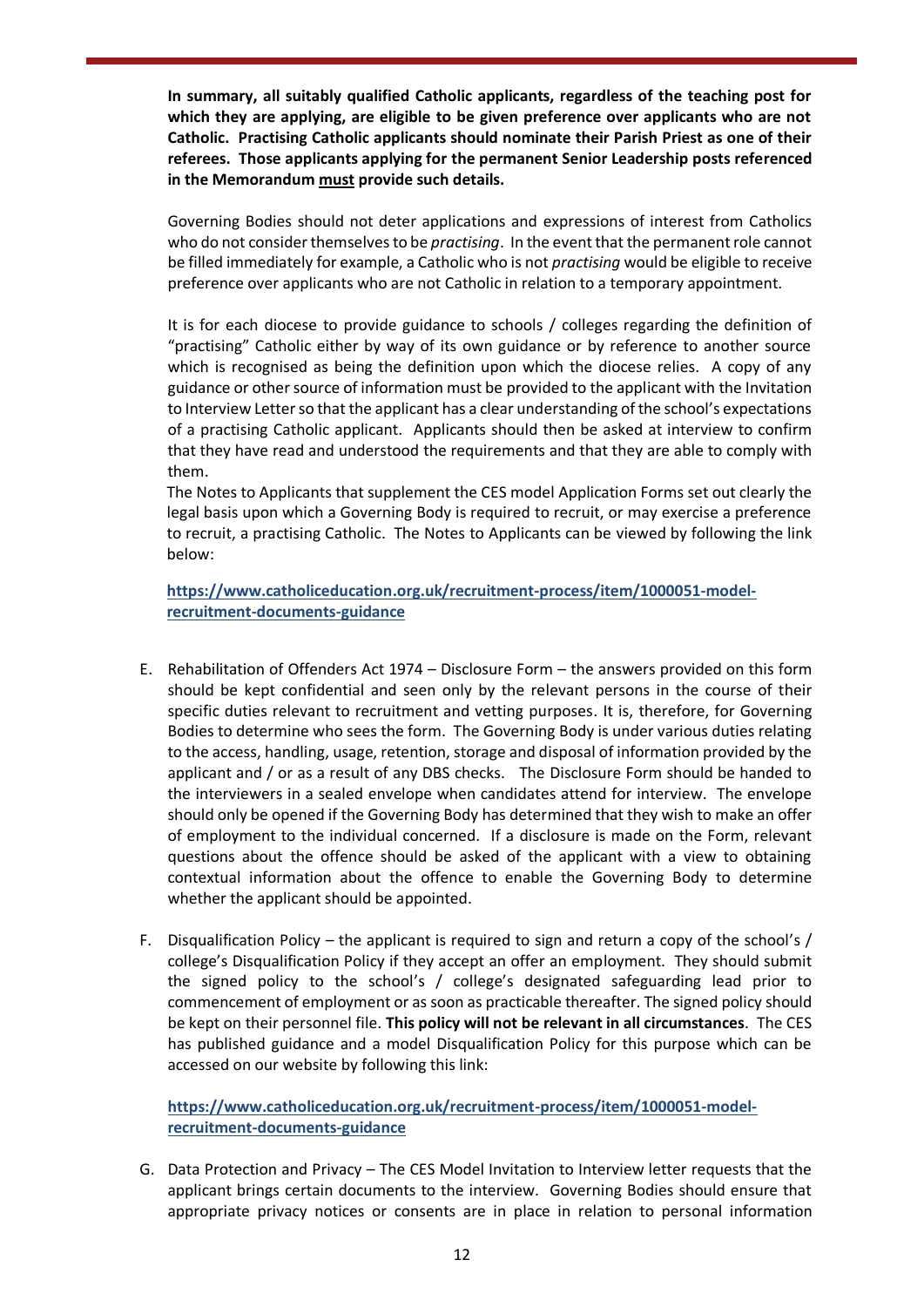**In summary, all suitably qualified Catholic applicants, regardless of the teaching post for which they are applying, are eligible to be given preference over applicants who are not Catholic. Practising Catholic applicants should nominate their Parish Priest as one of their referees. Those applicants applying for the permanent Senior Leadership posts referenced in the Memorandum <u>must</u> provide such details.**

Governing Bodies should not deter applications and expressions of interest from Catholics who do not consider themselves to be *practising*. In the event that the permanent role cannot be filled immediately for example, a Catholic who is not *practising* would be eligible to receive preference over applicants who are not Catholic in relation to a temporary appointment.

It is for each diocese to provide guidance to schools / colleges regarding the definition of "practising" Catholic either by way of its own guidance or by reference to another source which is recognised as being the definition upon which the diocese relies. A copy of any guidance or other source of information must be provided to the applicant with the Invitation to Interview Letter so that the applicant has a clear understanding of the school's expectations of a practising Catholic applicant. Applicants should then be asked at interview to confirm that they have read and understood the requirements and that they are able to comply with them.

The Notes to Applicants that supplement the CES model Application Forms set out clearly the legal basis upon which a Governing Body is required to recruit, or may exercise a preference to recruit, a practising Catholic. The Notes to Applicants can be viewed by following the link below:

**https://www.catholiceducation.org.uk/recruitment-process/item/1000051-model-recruitment-documents-guidance**

E. Rehabilitation of Offenders Act 1974 – Disclosure Form – the answers provided on this form should be kept confidential and seen only by the relevant persons in the course of their specific duties relevant to recruitment and vetting purposes. It is, therefore, for Governing Bodies to determine who sees the form. The Governing Body is under various duties relating to the access, handling, usage, retention, storage and disposal of information provided by the applicant and / or as a result of any DBS checks. The Disclosure Form should be handed to the interviewers in a sealed envelope when candidates attend for interview. The envelope should only be opened if the Governing Body has determined that they wish to make an offer of employment to the individual concerned. If a disclosure is made on the Form, relevant questions about the offence should be asked of the applicant with a view to obtaining contextual information about the offence to enable the Governing Body to determine whether the applicant should be appointed.

F. Disqualification Policy – the applicant is required to sign and return a copy of the school's / college's Disqualification Policy if they accept an offer an employment. They should submit the signed policy to the school's / college's designated safeguarding lead prior to commencement of employment or as soon as practicable thereafter. The signed policy should be kept on their personnel file. **This policy will not be relevant in all circumstances**. The CES has published guidance and a model Disqualification Policy for this purpose which can be accessed on our website by following this link:

   **https://www.catholiceducation.org.uk/recruitment-process/item/1000051-model-recruitment-documents-guidance**

G. Data Protection and Privacy – The CES Model Invitation to Interview letter requests that the applicant brings certain documents to the interview. Governing Bodies should ensure that appropriate privacy notices or consents are in place in relation to personal information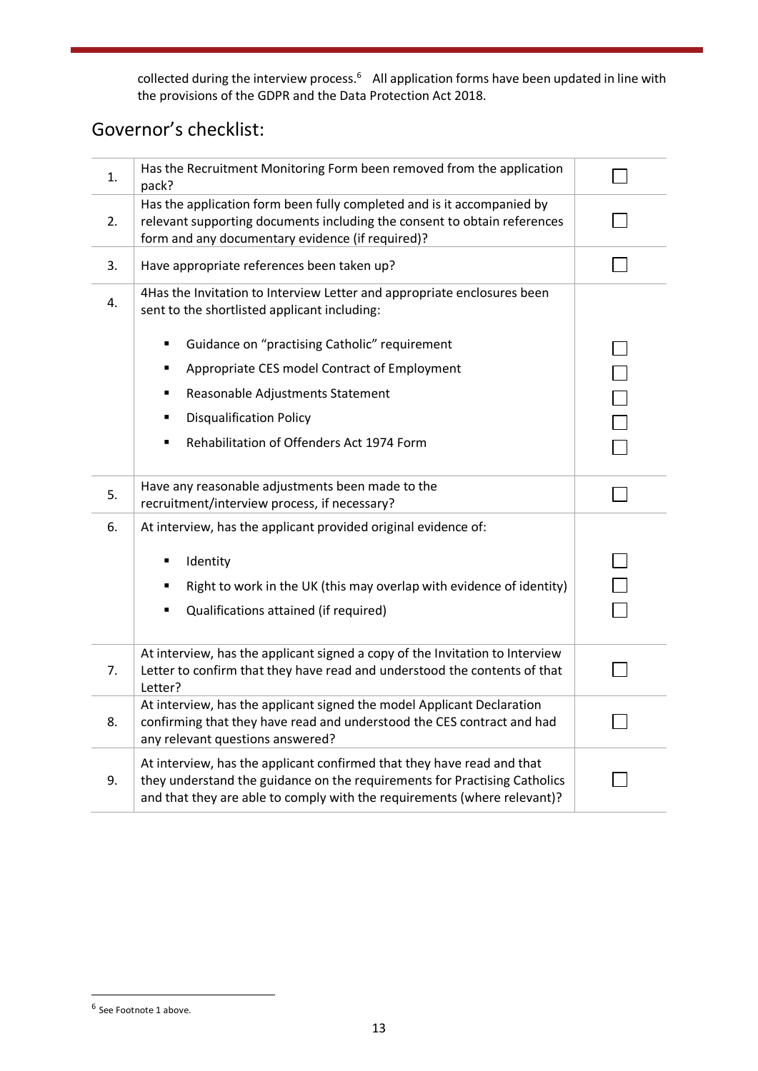collected during the interview process.[6] All application forms have been updated in line with the provisions of the GDPR and the Data Protection Act 2018.

## Governor's checklist:

| | | |
|---|---|---|
| 1. | Has the Recruitment Monitoring Form been removed from the application pack? | ☐ |
| 2. | Has the application form been fully completed and is it accompanied by relevant supporting documents including the consent to obtain references form and any documentary evidence (if required)? | ☐ |
| 3. | Have appropriate references been taken up? | ☐ |
| 4. | 4Has the Invitation to Interview Letter and appropriate enclosures been sent to the shortlisted applicant including: | |
| | ▪ Guidance on "practising Catholic" requirement | ☐ |
| | ▪ Appropriate CES model Contract of Employment | ☐ |
| | ▪ Reasonable Adjustments Statement | ☐ |
| | ▪ Disqualification Policy | ☐ |
| | ▪ Rehabilitation of Offenders Act 1974 Form | ☐ |
| 5. | Have any reasonable adjustments been made to the recruitment/interview process, if necessary? | ☐ |
| 6. | At interview, has the applicant provided original evidence of: | |
| | ▪ Identity | ☐ |
| | ▪ Right to work in the UK (this may overlap with evidence of identity) | ☐ |
| | ▪ Qualifications attained (if required) | ☐ |
| 7. | At interview, has the applicant signed a copy of the Invitation to Interview Letter to confirm that they have read and understood the contents of that Letter? | ☐ |
| 8. | At interview, has the applicant signed the model Applicant Declaration confirming that they have read and understood the CES contract and had any relevant questions answered? | ☐ |
| 9. | At interview, has the applicant confirmed that they have read and that they understand the guidance on the requirements for Practising Catholics and that they are able to comply with the requirements (where relevant)? | ☐ |

[6] See Footnote 1 above.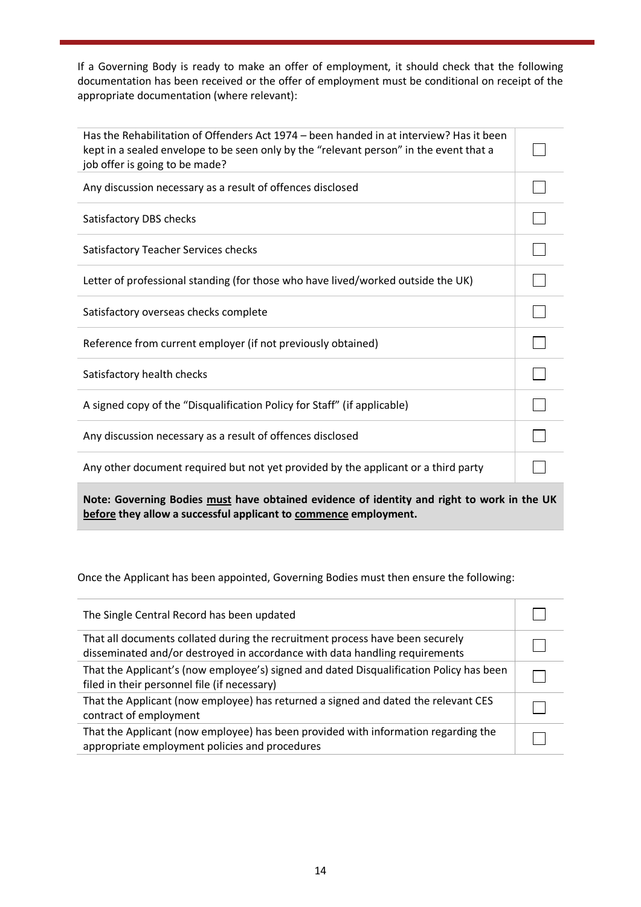If a Governing Body is ready to make an offer of employment, it should check that the following documentation has been received or the offer of employment must be conditional on receipt of the appropriate documentation (where relevant):

| | |
|---|---|
| Has the Rehabilitation of Offenders Act 1974 – been handed in at interview? Has it been kept in a sealed envelope to be seen only by the "relevant person" in the event that a job offer is going to be made? | ☐ |
| Any discussion necessary as a result of offences disclosed | ☐ |
| Satisfactory DBS checks | ☐ |
| Satisfactory Teacher Services checks | ☐ |
| Letter of professional standing (for those who have lived/worked outside the UK) | ☐ |
| Satisfactory overseas checks complete | ☐ |
| Reference from current employer (if not previously obtained) | ☐ |
| Satisfactory health checks | ☐ |
| A signed copy of the "Disqualification Policy for Staff" (if applicable) | ☐ |
| Any discussion necessary as a result of offences disclosed | ☐ |
| Any other document required but not yet provided by the applicant or a third party | ☐ |

**Note: Governing Bodies <u>must</u> have obtained evidence of identity and right to work in the UK <u>before</u> they allow a successful applicant to <u>commence</u> employment.**

Once the Applicant has been appointed, Governing Bodies must then ensure the following:

| | |
|---|---|
| The Single Central Record has been updated | ☐ |
| That all documents collated during the recruitment process have been securely disseminated and/or destroyed in accordance with data handling requirements | ☐ |
| That the Applicant's (now employee's) signed and dated Disqualification Policy has been filed in their personnel file (if necessary) | ☐ |
| That the Applicant (now employee) has returned a signed and dated the relevant CES contract of employment | ☐ |
| That the Applicant (now employee) has been provided with information regarding the appropriate employment policies and procedures | ☐ |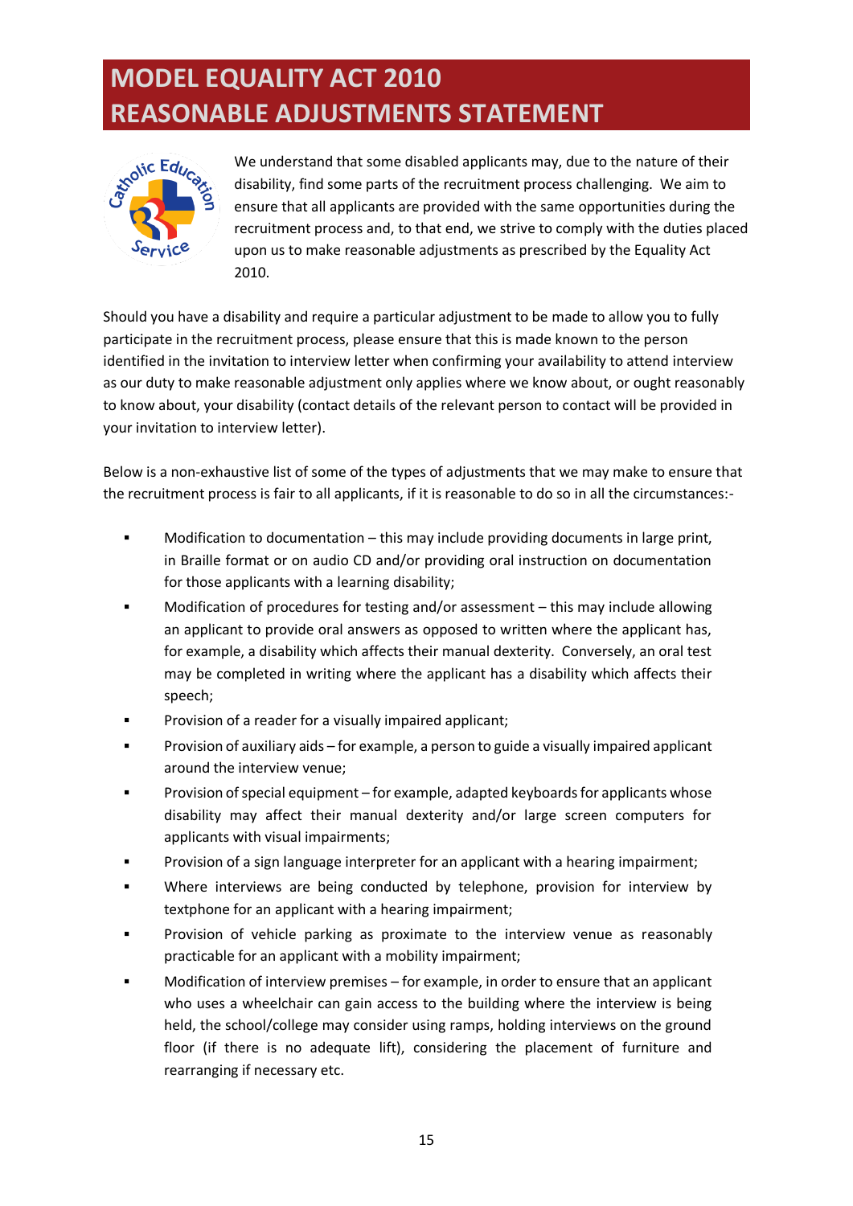# MODEL EQUALITY ACT 2010 REASONABLE ADJUSTMENTS STATEMENT

We understand that some disabled applicants may, due to the nature of their disability, find some parts of the recruitment process challenging. We aim to ensure that all applicants are provided with the same opportunities during the recruitment process and, to that end, we strive to comply with the duties placed upon us to make reasonable adjustments as prescribed by the Equality Act 2010.

Should you have a disability and require a particular adjustment to be made to allow you to fully participate in the recruitment process, please ensure that this is made known to the person identified in the invitation to interview letter when confirming your availability to attend interview as our duty to make reasonable adjustment only applies where we know about, or ought reasonably to know about, your disability (contact details of the relevant person to contact will be provided in your invitation to interview letter).

Below is a non-exhaustive list of some of the types of adjustments that we may make to ensure that the recruitment process is fair to all applicants, if it is reasonable to do so in all the circumstances:-

- Modification to documentation – this may include providing documents in large print, in Braille format or on audio CD and/or providing oral instruction on documentation for those applicants with a learning disability;
- Modification of procedures for testing and/or assessment – this may include allowing an applicant to provide oral answers as opposed to written where the applicant has, for example, a disability which affects their manual dexterity. Conversely, an oral test may be completed in writing where the applicant has a disability which affects their speech;
- Provision of a reader for a visually impaired applicant;
- Provision of auxiliary aids – for example, a person to guide a visually impaired applicant around the interview venue;
- Provision of special equipment – for example, adapted keyboards for applicants whose disability may affect their manual dexterity and/or large screen computers for applicants with visual impairments;
- Provision of a sign language interpreter for an applicant with a hearing impairment;
- Where interviews are being conducted by telephone, provision for interview by textphone for an applicant with a hearing impairment;
- Provision of vehicle parking as proximate to the interview venue as reasonably practicable for an applicant with a mobility impairment;
- Modification of interview premises – for example, in order to ensure that an applicant who uses a wheelchair can gain access to the building where the interview is being held, the school/college may consider using ramps, holding interviews on the ground floor (if there is no adequate lift), considering the placement of furniture and rearranging if necessary etc.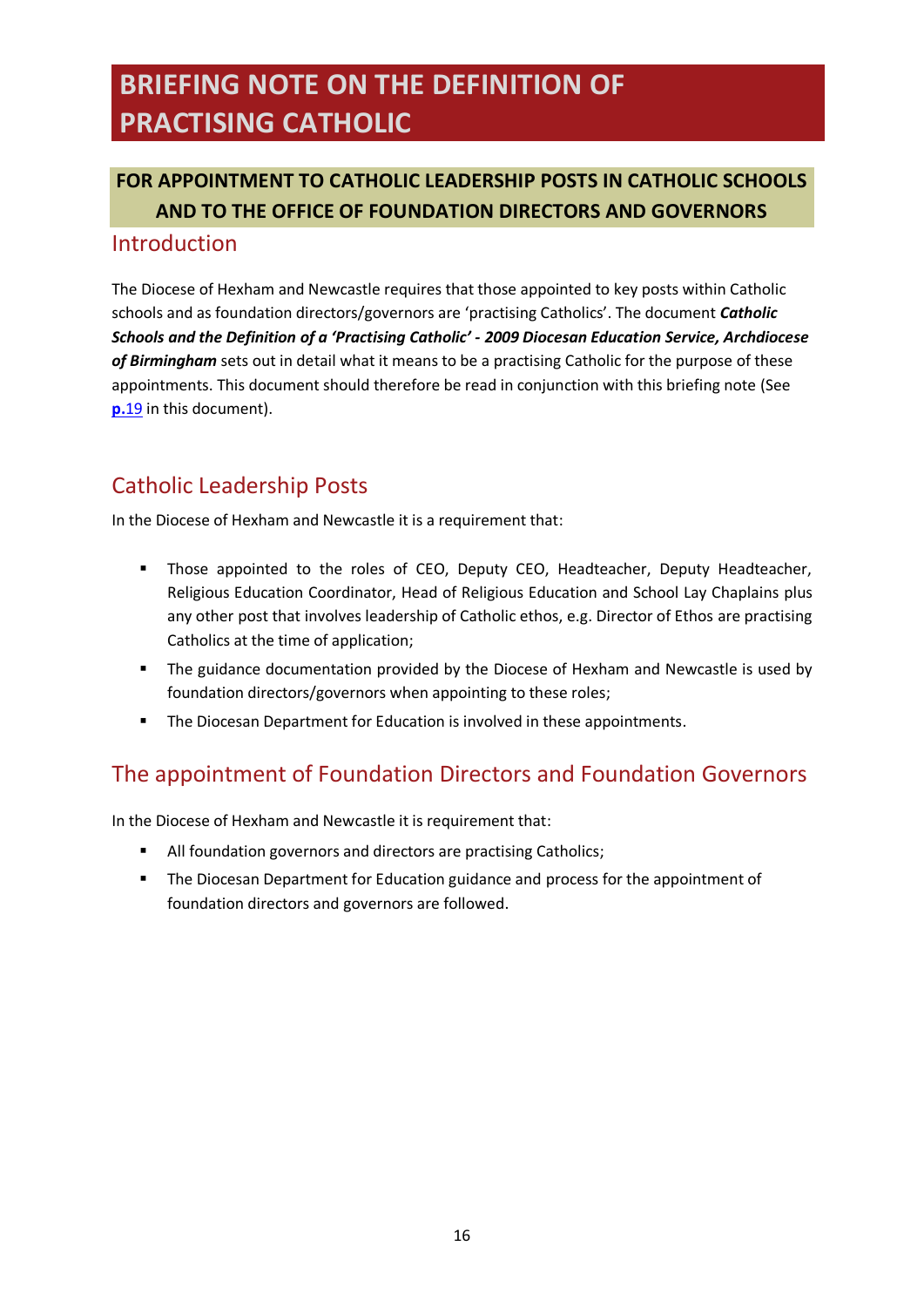# BRIEFING NOTE ON THE DEFINITION OF PRACTISING CATHOLIC

**FOR APPOINTMENT TO CATHOLIC LEADERSHIP POSTS IN CATHOLIC SCHOOLS AND TO THE OFFICE OF FOUNDATION DIRECTORS AND GOVERNORS**

## Introduction

The Diocese of Hexham and Newcastle requires that those appointed to key posts within Catholic schools and as foundation directors/governors are 'practising Catholics'. The document ***Catholic Schools and the Definition of a 'Practising Catholic' - 2009 Diocesan Education Service, Archdiocese of Birmingham*** sets out in detail what it means to be a practising Catholic for the purpose of these appointments. This document should therefore be read in conjunction with this briefing note (See **p.**19 in this document).

## Catholic Leadership Posts

In the Diocese of Hexham and Newcastle it is a requirement that:

- Those appointed to the roles of CEO, Deputy CEO, Headteacher, Deputy Headteacher, Religious Education Coordinator, Head of Religious Education and School Lay Chaplains plus any other post that involves leadership of Catholic ethos, e.g. Director of Ethos are practising Catholics at the time of application;
- The guidance documentation provided by the Diocese of Hexham and Newcastle is used by foundation directors/governors when appointing to these roles;
- The Diocesan Department for Education is involved in these appointments.

## The appointment of Foundation Directors and Foundation Governors

In the Diocese of Hexham and Newcastle it is requirement that:

- All foundation governors and directors are practising Catholics;
- The Diocesan Department for Education guidance and process for the appointment of foundation directors and governors are followed.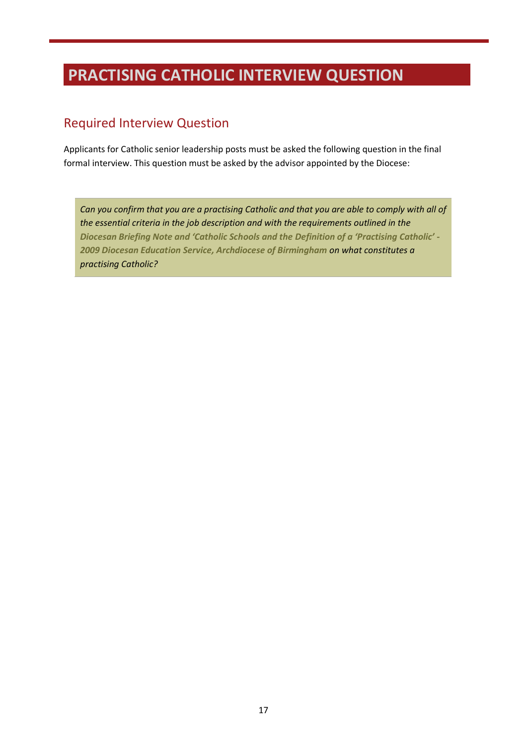# PRACTISING CATHOLIC INTERVIEW QUESTION

## Required Interview Question

Applicants for Catholic senior leadership posts must be asked the following question in the final formal interview. This question must be asked by the advisor appointed by the Diocese:

> *Can you confirm that you are a practising Catholic and that you are able to comply with all of the essential criteria in the job description and with the requirements outlined in the* ***Diocesan Briefing Note and 'Catholic Schools and the Definition of a 'Practising Catholic' - 2009 Diocesan Education Service, Archdiocese of Birmingham*** *on what constitutes a practising Catholic?*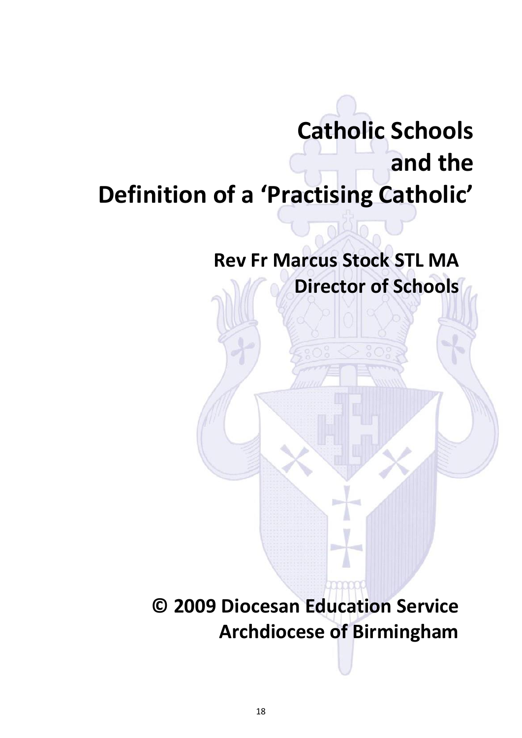# Catholic Schools and the Definition of a 'Practising Catholic'

**Rev Fr Marcus Stock STL MA**
**Director of Schools**

**© 2009 Diocesan Education Service**
**Archdiocese of Birmingham**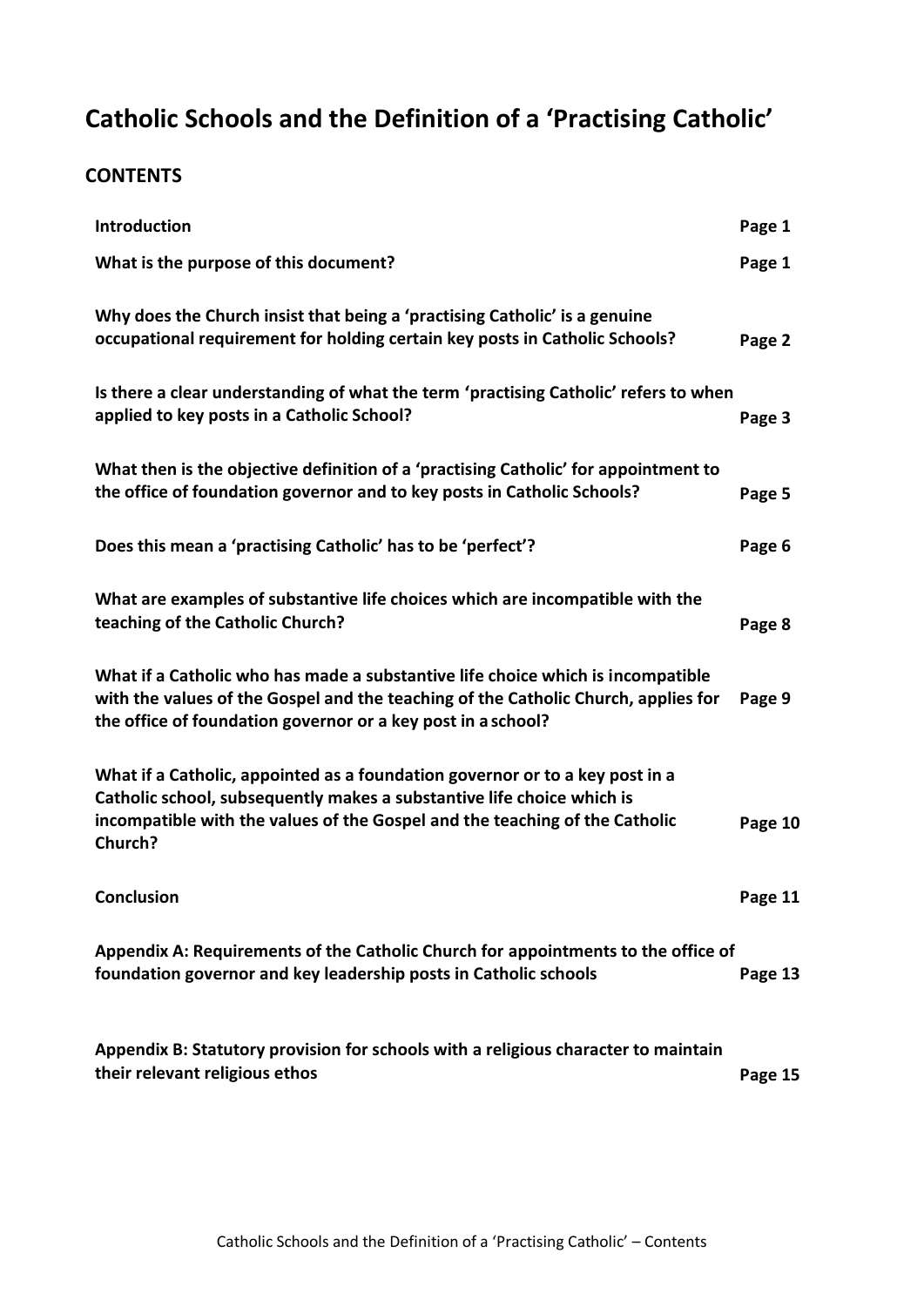# Catholic Schools and the Definition of a 'Practising Catholic'

## CONTENTS

| | |
|---|---|
| **Introduction** | **Page 1** |
| **What is the purpose of this document?** | **Page 1** |
| **Why does the Church insist that being a 'practising Catholic' is a genuine occupational requirement for holding certain key posts in Catholic Schools?** | **Page 2** |
| **Is there a clear understanding of what the term 'practising Catholic' refers to when applied to key posts in a Catholic School?** | **Page 3** |
| **What then is the objective definition of a 'practising Catholic' for appointment to the office of foundation governor and to key posts in Catholic Schools?** | **Page 5** |
| **Does this mean a 'practising Catholic' has to be 'perfect'?** | **Page 6** |
| **What are examples of substantive life choices which are incompatible with the teaching of the Catholic Church?** | **Page 8** |
| **What if a Catholic who has made a substantive life choice which is incompatible with the values of the Gospel and the teaching of the Catholic Church, applies for the office of foundation governor or a key post in a school?** | **Page 9** |
| **What if a Catholic, appointed as a foundation governor or to a key post in a Catholic school, subsequently makes a substantive life choice which is incompatible with the values of the Gospel and the teaching of the Catholic Church?** | **Page 10** |
| **Conclusion** | **Page 11** |
| **Appendix A: Requirements of the Catholic Church for appointments to the office of foundation governor and key leadership posts in Catholic schools** | **Page 13** |
| **Appendix B: Statutory provision for schools with a religious character to maintain their relevant religious ethos** | **Page 15** |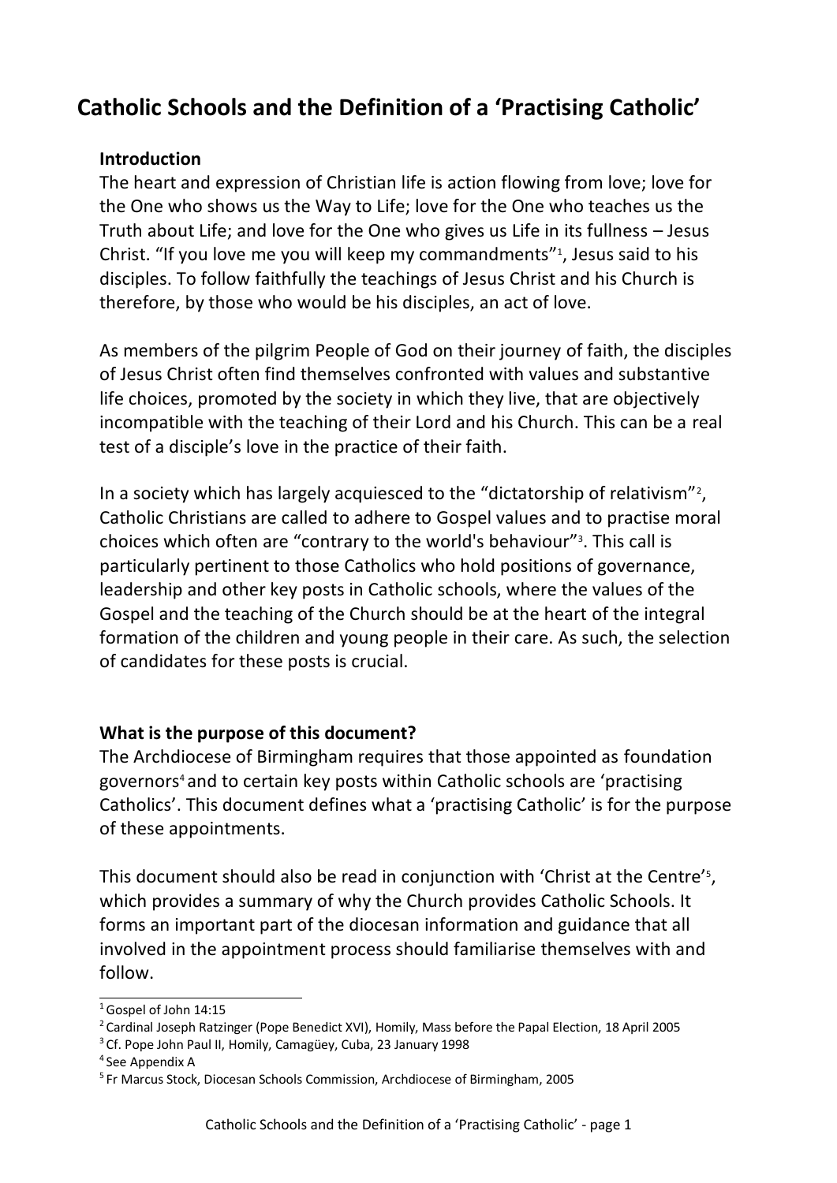# Catholic Schools and the Definition of a 'Practising Catholic'

## Introduction

The heart and expression of Christian life is action flowing from love; love for the One who shows us the Way to Life; love for the One who teaches us the Truth about Life; and love for the One who gives us Life in its fullness – Jesus Christ. "If you love me you will keep my commandments"[1], Jesus said to his disciples. To follow faithfully the teachings of Jesus Christ and his Church is therefore, by those who would be his disciples, an act of love.

As members of the pilgrim People of God on their journey of faith, the disciples of Jesus Christ often find themselves confronted with values and substantive life choices, promoted by the society in which they live, that are objectively incompatible with the teaching of their Lord and his Church. This can be a real test of a disciple's love in the practice of their faith.

In a society which has largely acquiesced to the "dictatorship of relativism"[2], Catholic Christians are called to adhere to Gospel values and to practise moral choices which often are "contrary to the world's behaviour"[3]. This call is particularly pertinent to those Catholics who hold positions of governance, leadership and other key posts in Catholic schools, where the values of the Gospel and the teaching of the Church should be at the heart of the integral formation of the children and young people in their care. As such, the selection of candidates for these posts is crucial.

## What is the purpose of this document?

The Archdiocese of Birmingham requires that those appointed as foundation governors[4] and to certain key posts within Catholic schools are 'practising Catholics'. This document defines what a 'practising Catholic' is for the purpose of these appointments.

This document should also be read in conjunction with 'Christ at the Centre'[5], which provides a summary of why the Church provides Catholic Schools. It forms an important part of the diocesan information and guidance that all involved in the appointment process should familiarise themselves with and follow.

---

[1] Gospel of John 14:15

[2] Cardinal Joseph Ratzinger (Pope Benedict XVI), Homily, Mass before the Papal Election, 18 April 2005

[3] Cf. Pope John Paul II, Homily, Camagüey, Cuba, 23 January 1998

[4] See Appendix A

[5] Fr Marcus Stock, Diocesan Schools Commission, Archdiocese of Birmingham, 2005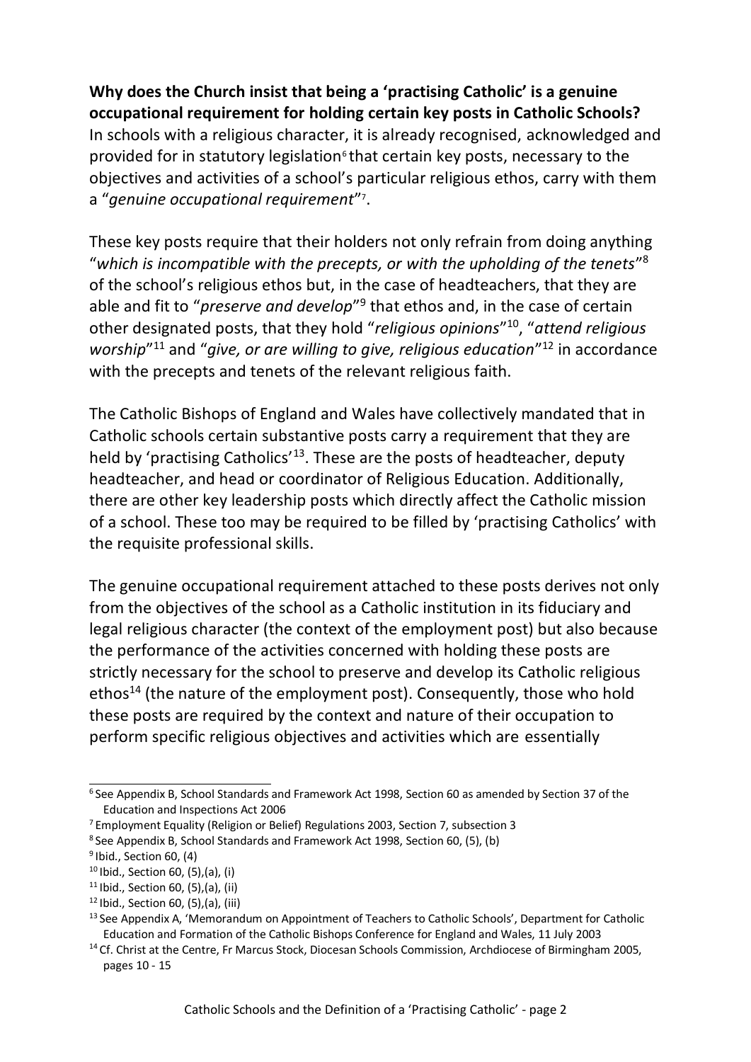**Why does the Church insist that being a 'practising Catholic' is a genuine occupational requirement for holding certain key posts in Catholic Schools?**
In schools with a religious character, it is already recognised, acknowledged and provided for in statutory legislation[6] that certain key posts, necessary to the objectives and activities of a school's particular religious ethos, carry with them a "*genuine occupational requirement*"[7].

These key posts require that their holders not only refrain from doing anything "*which is incompatible with the precepts, or with the upholding of the tenets*"[8] of the school's religious ethos but, in the case of headteachers, that they are able and fit to "*preserve and develop*"[9] that ethos and, in the case of certain other designated posts, that they hold "*religious opinions*"[10], "*attend religious worship*"[11] and "*give, or are willing to give, religious education*"[12] in accordance with the precepts and tenets of the relevant religious faith.

The Catholic Bishops of England and Wales have collectively mandated that in Catholic schools certain substantive posts carry a requirement that they are held by 'practising Catholics'[13]. These are the posts of headteacher, deputy headteacher, and head or coordinator of Religious Education. Additionally, there are other key leadership posts which directly affect the Catholic mission of a school. These too may be required to be filled by 'practising Catholics' with the requisite professional skills.

The genuine occupational requirement attached to these posts derives not only from the objectives of the school as a Catholic institution in its fiduciary and legal religious character (the context of the employment post) but also because the performance of the activities concerned with holding these posts are strictly necessary for the school to preserve and develop its Catholic religious ethos[14] (the nature of the employment post). Consequently, those who hold these posts are required by the context and nature of their occupation to perform specific religious objectives and activities which are essentially

---

[6] See Appendix B, School Standards and Framework Act 1998, Section 60 as amended by Section 37 of the Education and Inspections Act 2006

[7] Employment Equality (Religion or Belief) Regulations 2003, Section 7, subsection 3

[8] See Appendix B, School Standards and Framework Act 1998, Section 60, (5), (b)

[9] Ibid., Section 60, (4)

[10] Ibid., Section 60, (5),(a), (i)

[11] Ibid., Section 60, (5),(a), (ii)

[12] Ibid., Section 60, (5),(a), (iii)

[13] See Appendix A, 'Memorandum on Appointment of Teachers to Catholic Schools', Department for Catholic Education and Formation of the Catholic Bishops Conference for England and Wales, 11 July 2003

[14] Cf. Christ at the Centre, Fr Marcus Stock, Diocesan Schools Commission, Archdiocese of Birmingham 2005, pages 10 - 15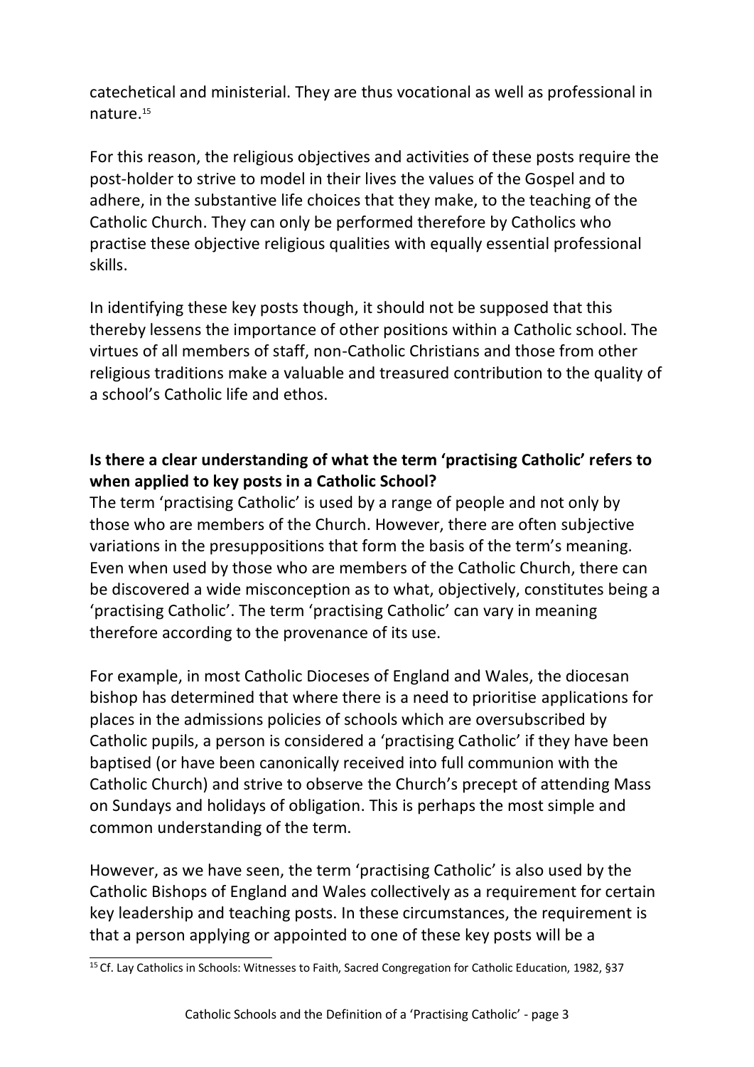catechetical and ministerial. They are thus vocational as well as professional in nature.[15]

For this reason, the religious objectives and activities of these posts require the post-holder to strive to model in their lives the values of the Gospel and to adhere, in the substantive life choices that they make, to the teaching of the Catholic Church. They can only be performed therefore by Catholics who practise these objective religious qualities with equally essential professional skills.

In identifying these key posts though, it should not be supposed that this thereby lessens the importance of other positions within a Catholic school. The virtues of all members of staff, non-Catholic Christians and those from other religious traditions make a valuable and treasured contribution to the quality of a school's Catholic life and ethos.

**Is there a clear understanding of what the term 'practising Catholic' refers to when applied to key posts in a Catholic School?**

The term 'practising Catholic' is used by a range of people and not only by those who are members of the Church. However, there are often subjective variations in the presuppositions that form the basis of the term's meaning. Even when used by those who are members of the Catholic Church, there can be discovered a wide misconception as to what, objectively, constitutes being a 'practising Catholic'. The term 'practising Catholic' can vary in meaning therefore according to the provenance of its use.

For example, in most Catholic Dioceses of England and Wales, the diocesan bishop has determined that where there is a need to prioritise applications for places in the admissions policies of schools which are oversubscribed by Catholic pupils, a person is considered a 'practising Catholic' if they have been baptised (or have been canonically received into full communion with the Catholic Church) and strive to observe the Church's precept of attending Mass on Sundays and holidays of obligation. This is perhaps the most simple and common understanding of the term.

However, as we have seen, the term 'practising Catholic' is also used by the Catholic Bishops of England and Wales collectively as a requirement for certain key leadership and teaching posts. In these circumstances, the requirement is that a person applying or appointed to one of these key posts will be a

[15] Cf. Lay Catholics in Schools: Witnesses to Faith, Sacred Congregation for Catholic Education, 1982, §37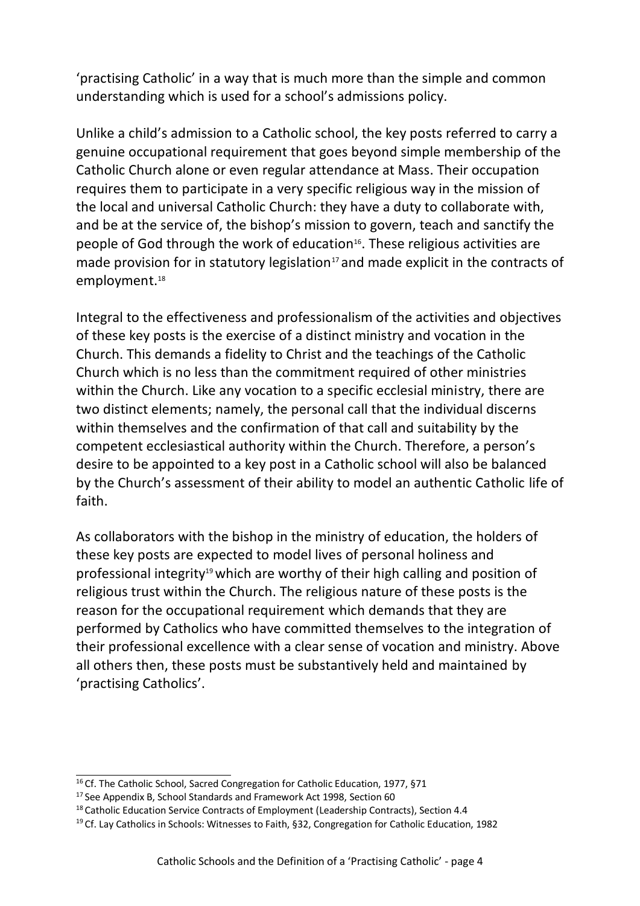'practising Catholic' in a way that is much more than the simple and common understanding which is used for a school's admissions policy.

Unlike a child's admission to a Catholic school, the key posts referred to carry a genuine occupational requirement that goes beyond simple membership of the Catholic Church alone or even regular attendance at Mass. Their occupation requires them to participate in a very specific religious way in the mission of the local and universal Catholic Church: they have a duty to collaborate with, and be at the service of, the bishop's mission to govern, teach and sanctify the people of God through the work of education[16]. These religious activities are made provision for in statutory legislation[17] and made explicit in the contracts of employment.[18]

Integral to the effectiveness and professionalism of the activities and objectives of these key posts is the exercise of a distinct ministry and vocation in the Church. This demands a fidelity to Christ and the teachings of the Catholic Church which is no less than the commitment required of other ministries within the Church. Like any vocation to a specific ecclesial ministry, there are two distinct elements; namely, the personal call that the individual discerns within themselves and the confirmation of that call and suitability by the competent ecclesiastical authority within the Church. Therefore, a person's desire to be appointed to a key post in a Catholic school will also be balanced by the Church's assessment of their ability to model an authentic Catholic life of faith.

As collaborators with the bishop in the ministry of education, the holders of these key posts are expected to model lives of personal holiness and professional integrity[19] which are worthy of their high calling and position of religious trust within the Church. The religious nature of these posts is the reason for the occupational requirement which demands that they are performed by Catholics who have committed themselves to the integration of their professional excellence with a clear sense of vocation and ministry. Above all others then, these posts must be substantively held and maintained by 'practising Catholics'.

---

[16] Cf. The Catholic School, Sacred Congregation for Catholic Education, 1977, §71

[17] See Appendix B, School Standards and Framework Act 1998, Section 60

[18] Catholic Education Service Contracts of Employment (Leadership Contracts), Section 4.4

[19] Cf. Lay Catholics in Schools: Witnesses to Faith, §32, Congregation for Catholic Education, 1982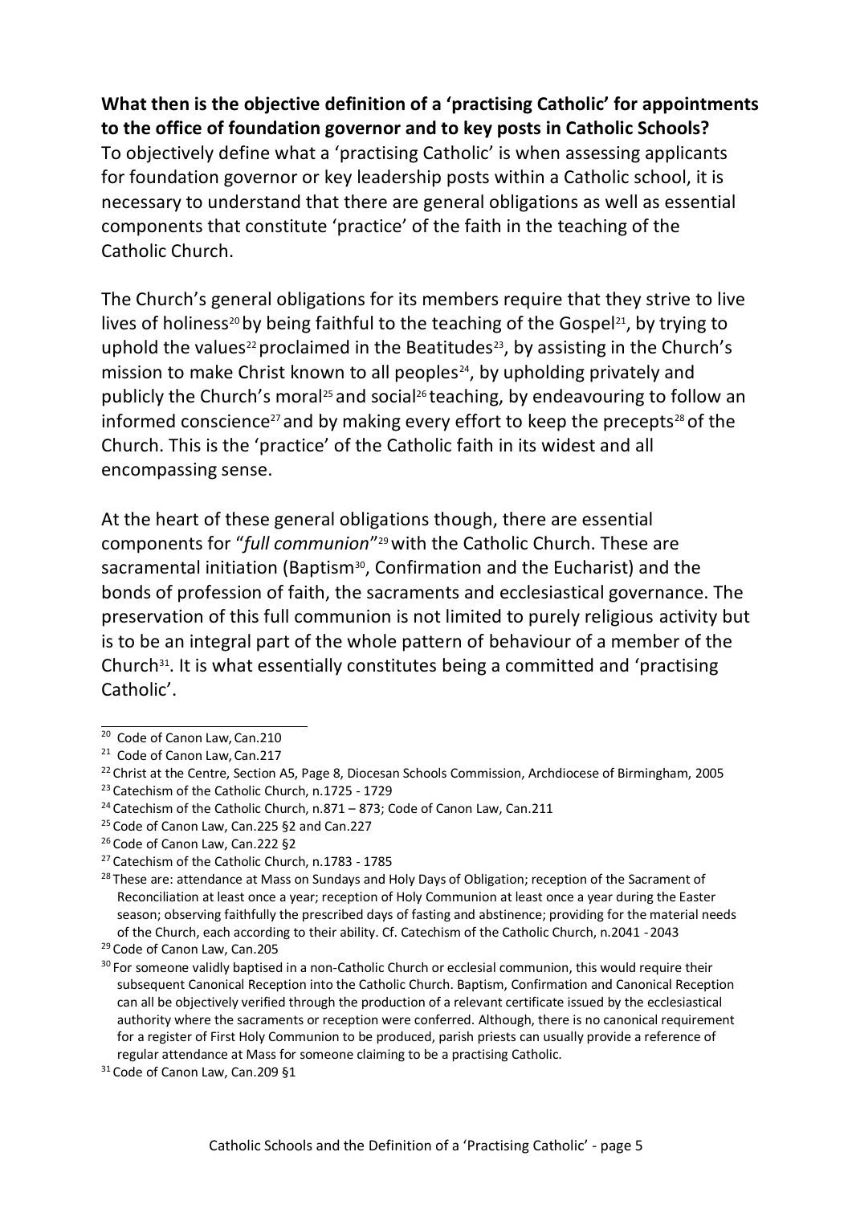**What then is the objective definition of a 'practising Catholic' for appointments to the office of foundation governor and to key posts in Catholic Schools?**

To objectively define what a 'practising Catholic' is when assessing applicants for foundation governor or key leadership posts within a Catholic school, it is necessary to understand that there are general obligations as well as essential components that constitute 'practice' of the faith in the teaching of the Catholic Church.

The Church's general obligations for its members require that they strive to live lives of holiness[20] by being faithful to the teaching of the Gospel[21], by trying to uphold the values[22] proclaimed in the Beatitudes[23], by assisting in the Church's mission to make Christ known to all peoples[24], by upholding privately and publicly the Church's moral[25] and social[26] teaching, by endeavouring to follow an informed conscience[27] and by making every effort to keep the precepts[28] of the Church. This is the 'practice' of the Catholic faith in its widest and all encompassing sense.

At the heart of these general obligations though, there are essential components for "*full communion*"[29] with the Catholic Church. These are sacramental initiation (Baptism[30], Confirmation and the Eucharist) and the bonds of profession of faith, the sacraments and ecclesiastical governance. The preservation of this full communion is not limited to purely religious activity but is to be an integral part of the whole pattern of behaviour of a member of the Church[31]. It is what essentially constitutes being a committed and 'practising Catholic'.

---

[20] Code of Canon Law, Can.210

[21] Code of Canon Law, Can.217

[22] Christ at the Centre, Section A5, Page 8, Diocesan Schools Commission, Archdiocese of Birmingham, 2005

[23] Catechism of the Catholic Church, n.1725 - 1729

[24] Catechism of the Catholic Church, n.871 – 873; Code of Canon Law, Can.211

[25] Code of Canon Law, Can.225 §2 and Can.227

[26] Code of Canon Law, Can.222 §2

[27] Catechism of the Catholic Church, n.1783 - 1785

[28] These are: attendance at Mass on Sundays and Holy Days of Obligation; reception of the Sacrament of Reconciliation at least once a year; reception of Holy Communion at least once a year during the Easter season; observing faithfully the prescribed days of fasting and abstinence; providing for the material needs of the Church, each according to their ability. Cf. Catechism of the Catholic Church, n.2041 - 2043

[29] Code of Canon Law, Can.205

[30] For someone validly baptised in a non-Catholic Church or ecclesial communion, this would require their subsequent Canonical Reception into the Catholic Church. Baptism, Confirmation and Canonical Reception can all be objectively verified through the production of a relevant certificate issued by the ecclesiastical authority where the sacraments or reception were conferred. Although, there is no canonical requirement for a register of First Holy Communion to be produced, parish priests can usually provide a reference of regular attendance at Mass for someone claiming to be a practising Catholic.

[31] Code of Canon Law, Can.209 §1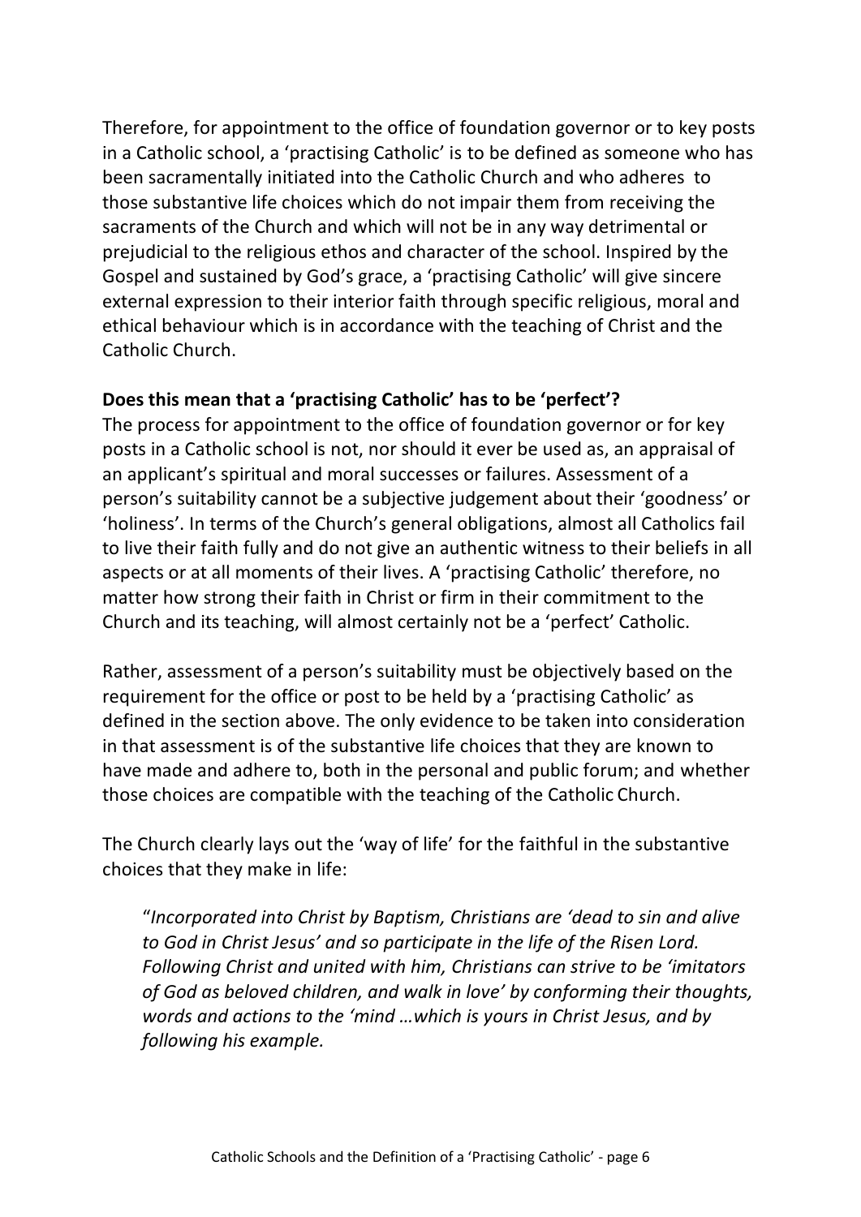Therefore, for appointment to the office of foundation governor or to key posts in a Catholic school, a 'practising Catholic' is to be defined as someone who has been sacramentally initiated into the Catholic Church and who adheres to those substantive life choices which do not impair them from receiving the sacraments of the Church and which will not be in any way detrimental or prejudicial to the religious ethos and character of the school. Inspired by the Gospel and sustained by God's grace, a 'practising Catholic' will give sincere external expression to their interior faith through specific religious, moral and ethical behaviour which is in accordance with the teaching of Christ and the Catholic Church.

**Does this mean that a 'practising Catholic' has to be 'perfect'?**

The process for appointment to the office of foundation governor or for key posts in a Catholic school is not, nor should it ever be used as, an appraisal of an applicant's spiritual and moral successes or failures. Assessment of a person's suitability cannot be a subjective judgement about their 'goodness' or 'holiness'. In terms of the Church's general obligations, almost all Catholics fail to live their faith fully and do not give an authentic witness to their beliefs in all aspects or at all moments of their lives. A 'practising Catholic' therefore, no matter how strong their faith in Christ or firm in their commitment to the Church and its teaching, will almost certainly not be a 'perfect' Catholic.

Rather, assessment of a person's suitability must be objectively based on the requirement for the office or post to be held by a 'practising Catholic' as defined in the section above. The only evidence to be taken into consideration in that assessment is of the substantive life choices that they are known to have made and adhere to, both in the personal and public forum; and whether those choices are compatible with the teaching of the Catholic Church.

The Church clearly lays out the 'way of life' for the faithful in the substantive choices that they make in life:

> "*Incorporated into Christ by Baptism, Christians are 'dead to sin and alive to God in Christ Jesus' and so participate in the life of the Risen Lord. Following Christ and united with him, Christians can strive to be 'imitators of God as beloved children, and walk in love' by conforming their thoughts, words and actions to the 'mind …which is yours in Christ Jesus, and by following his example.*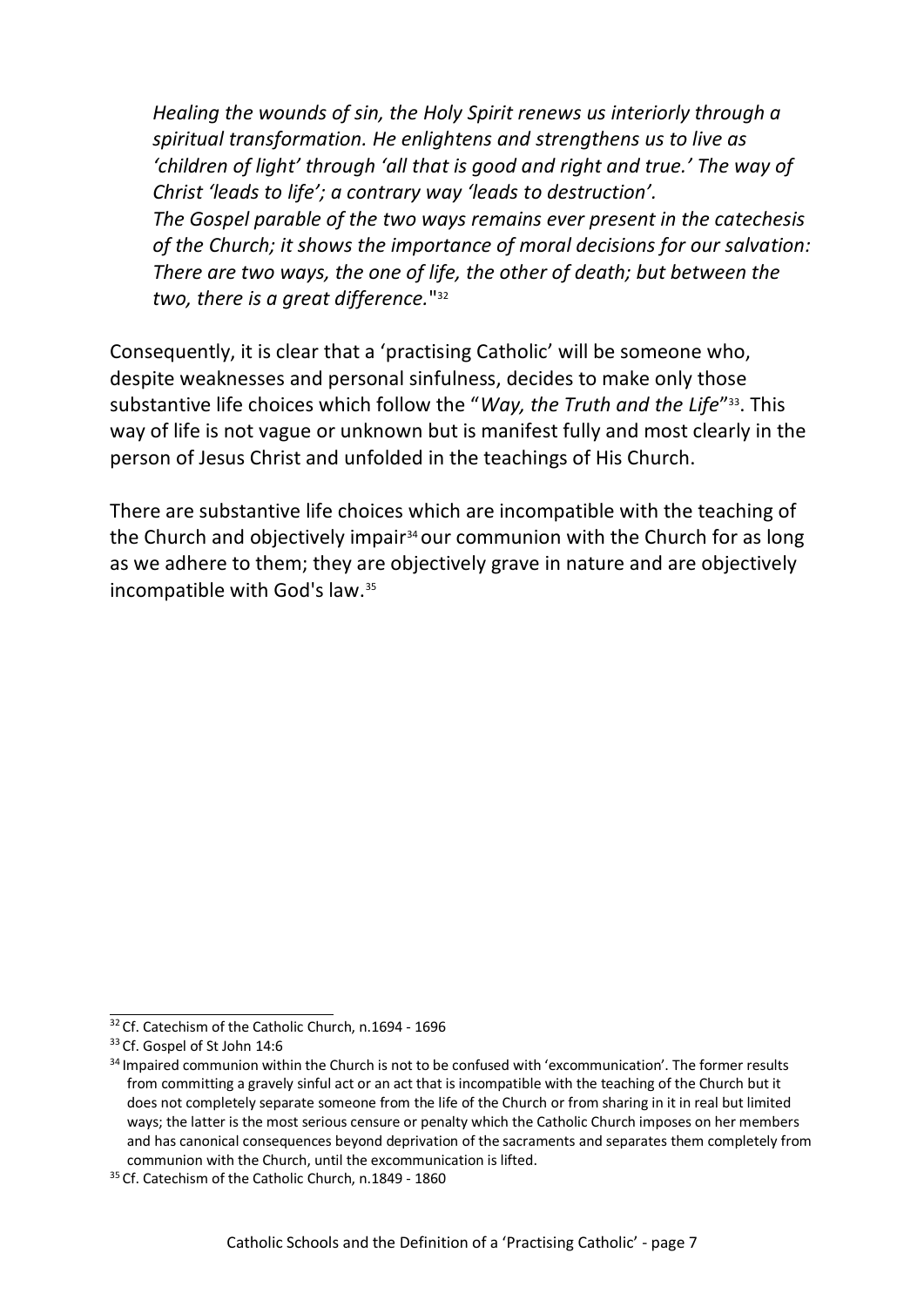*Healing the wounds of sin, the Holy Spirit renews us interiorly through a spiritual transformation. He enlightens and strengthens us to live as 'children of light' through 'all that is good and right and true.' The way of Christ 'leads to life'; a contrary way 'leads to destruction'. The Gospel parable of the two ways remains ever present in the catechesis of the Church; it shows the importance of moral decisions for our salvation: There are two ways, the one of life, the other of death; but between the two, there is a great difference.*"[32]

Consequently, it is clear that a 'practising Catholic' will be someone who, despite weaknesses and personal sinfulness, decides to make only those substantive life choices which follow the "*Way, the Truth and the Life*"[33]. This way of life is not vague or unknown but is manifest fully and most clearly in the person of Jesus Christ and unfolded in the teachings of His Church.

There are substantive life choices which are incompatible with the teaching of the Church and objectively impair[34] our communion with the Church for as long as we adhere to them; they are objectively grave in nature and are objectively incompatible with God's law.[35]

---

[32] Cf. Catechism of the Catholic Church, n.1694 - 1696

[33] Cf. Gospel of St John 14:6

[34] Impaired communion within the Church is not to be confused with 'excommunication'. The former results from committing a gravely sinful act or an act that is incompatible with the teaching of the Church but it does not completely separate someone from the life of the Church or from sharing in it in real but limited ways; the latter is the most serious censure or penalty which the Catholic Church imposes on her members and has canonical consequences beyond deprivation of the sacraments and separates them completely from communion with the Church, until the excommunication is lifted.

[35] Cf. Catechism of the Catholic Church, n.1849 - 1860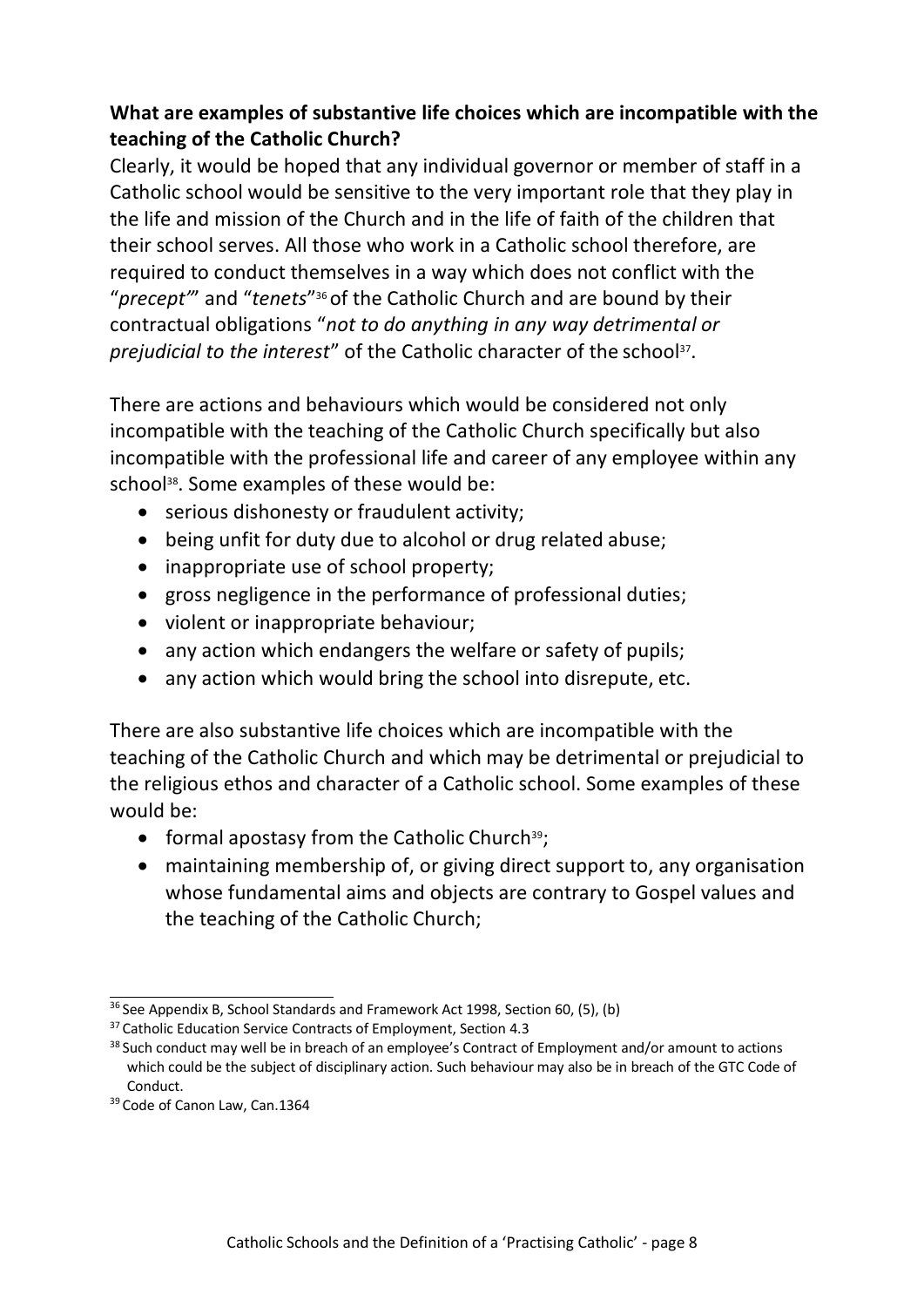**What are examples of substantive life choices which are incompatible with the teaching of the Catholic Church?**

Clearly, it would be hoped that any individual governor or member of staff in a Catholic school would be sensitive to the very important role that they play in the life and mission of the Church and in the life of faith of the children that their school serves. All those who work in a Catholic school therefore, are required to conduct themselves in a way which does not conflict with the "*precept"*" and "*tenets*"[36] of the Catholic Church and are bound by their contractual obligations "*not to do anything in any way detrimental or prejudicial to the interest*" of the Catholic character of the school[37].

There are actions and behaviours which would be considered not only incompatible with the teaching of the Catholic Church specifically but also incompatible with the professional life and career of any employee within any school[38]. Some examples of these would be:

- serious dishonesty or fraudulent activity;
- being unfit for duty due to alcohol or drug related abuse;
- inappropriate use of school property;
- gross negligence in the performance of professional duties;
- violent or inappropriate behaviour;
- any action which endangers the welfare or safety of pupils;
- any action which would bring the school into disrepute, etc.

There are also substantive life choices which are incompatible with the teaching of the Catholic Church and which may be detrimental or prejudicial to the religious ethos and character of a Catholic school. Some examples of these would be:

- formal apostasy from the Catholic Church[39];
- maintaining membership of, or giving direct support to, any organisation whose fundamental aims and objects are contrary to Gospel values and the teaching of the Catholic Church;

---

[36] See Appendix B, School Standards and Framework Act 1998, Section 60, (5), (b)

[37] Catholic Education Service Contracts of Employment, Section 4.3

[38] Such conduct may well be in breach of an employee's Contract of Employment and/or amount to actions which could be the subject of disciplinary action. Such behaviour may also be in breach of the GTC Code of Conduct.

[39] Code of Canon Law, Can.1364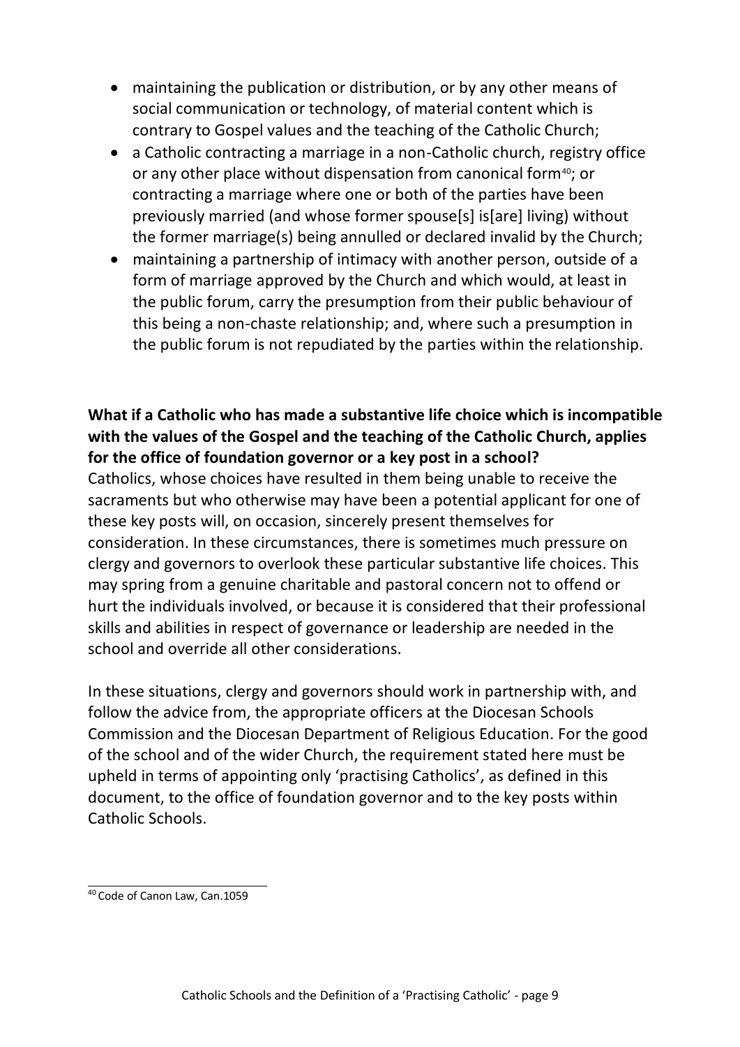- maintaining the publication or distribution, or by any other means of social communication or technology, of material content which is contrary to Gospel values and the teaching of the Catholic Church;
- a Catholic contracting a marriage in a non-Catholic church, registry office or any other place without dispensation from canonical form[40]; or contracting a marriage where one or both of the parties have been previously married (and whose former spouse[s] is[are] living) without the former marriage(s) being annulled or declared invalid by the Church;
- maintaining a partnership of intimacy with another person, outside of a form of marriage approved by the Church and which would, at least in the public forum, carry the presumption from their public behaviour of this being a non-chaste relationship; and, where such a presumption in the public forum is not repudiated by the parties within the relationship.

**What if a Catholic who has made a substantive life choice which is incompatible with the values of the Gospel and the teaching of the Catholic Church, applies for the office of foundation governor or a key post in a school?**

Catholics, whose choices have resulted in them being unable to receive the sacraments but who otherwise may have been a potential applicant for one of these key posts will, on occasion, sincerely present themselves for consideration. In these circumstances, there is sometimes much pressure on clergy and governors to overlook these particular substantive life choices. This may spring from a genuine charitable and pastoral concern not to offend or hurt the individuals involved, or because it is considered that their professional skills and abilities in respect of governance or leadership are needed in the school and override all other considerations.

In these situations, clergy and governors should work in partnership with, and follow the advice from, the appropriate officers at the Diocesan Schools Commission and the Diocesan Department of Religious Education. For the good of the school and of the wider Church, the requirement stated here must be upheld in terms of appointing only 'practising Catholics', as defined in this document, to the office of foundation governor and to the key posts within Catholic Schools.

[40] Code of Canon Law, Can.1059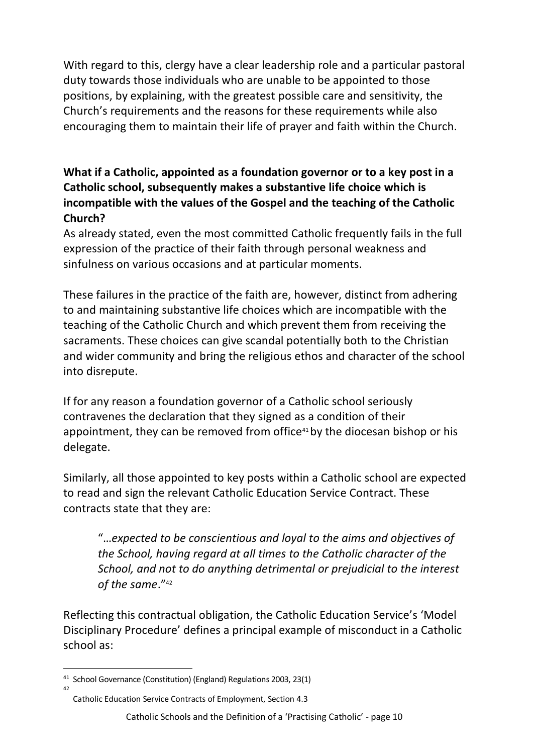With regard to this, clergy have a clear leadership role and a particular pastoral duty towards those individuals who are unable to be appointed to those positions, by explaining, with the greatest possible care and sensitivity, the Church's requirements and the reasons for these requirements while also encouraging them to maintain their life of prayer and faith within the Church.

**What if a Catholic, appointed as a foundation governor or to a key post in a Catholic school, subsequently makes a substantive life choice which is incompatible with the values of the Gospel and the teaching of the Catholic Church?**

As already stated, even the most committed Catholic frequently fails in the full expression of the practice of their faith through personal weakness and sinfulness on various occasions and at particular moments.

These failures in the practice of the faith are, however, distinct from adhering to and maintaining substantive life choices which are incompatible with the teaching of the Catholic Church and which prevent them from receiving the sacraments. These choices can give scandal potentially both to the Christian and wider community and bring the religious ethos and character of the school into disrepute.

If for any reason a foundation governor of a Catholic school seriously contravenes the declaration that they signed as a condition of their appointment, they can be removed from office[41] by the diocesan bishop or his delegate.

Similarly, all those appointed to key posts within a Catholic school are expected to read and sign the relevant Catholic Education Service Contract. These contracts state that they are:

> "…*expected to be conscientious and loyal to the aims and objectives of the School, having regard at all times to the Catholic character of the School, and not to do anything detrimental or prejudicial to the interest of the same*."[42]

Reflecting this contractual obligation, the Catholic Education Service's 'Model Disciplinary Procedure' defines a principal example of misconduct in a Catholic school as:

---

[41] School Governance (Constitution) (England) Regulations 2003, 23(1)

[42] Catholic Education Service Contracts of Employment, Section 4.3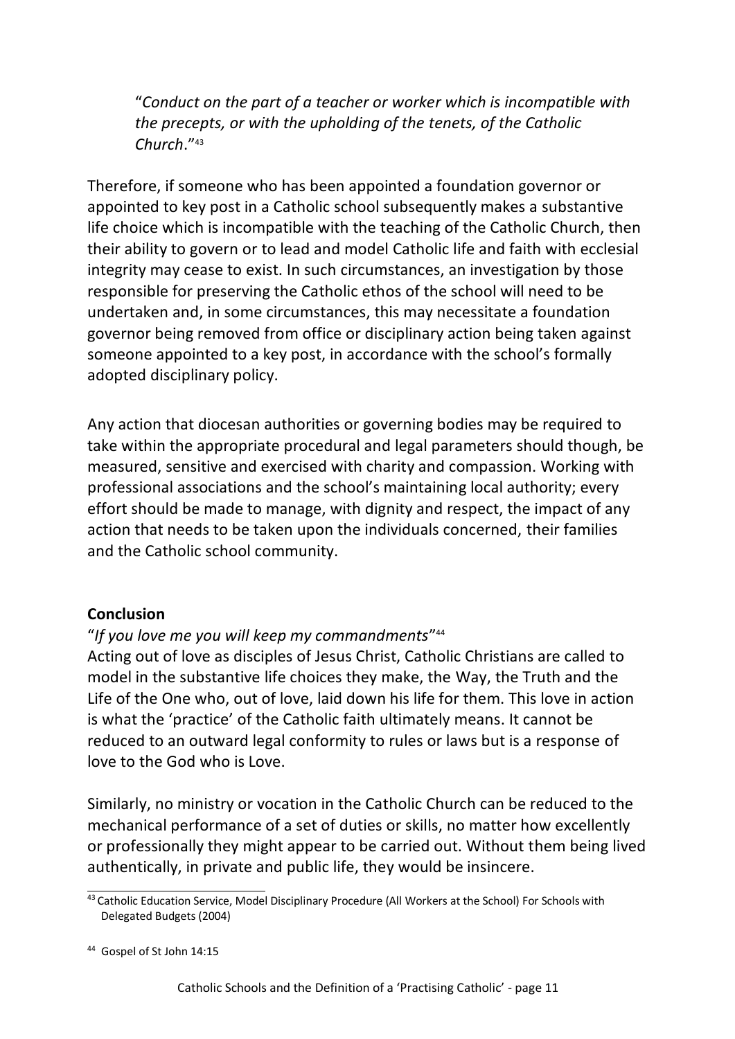"*Conduct on the part of a teacher or worker which is incompatible with the precepts, or with the upholding of the tenets, of the Catholic Church*."[43]

Therefore, if someone who has been appointed a foundation governor or appointed to key post in a Catholic school subsequently makes a substantive life choice which is incompatible with the teaching of the Catholic Church, then their ability to govern or to lead and model Catholic life and faith with ecclesial integrity may cease to exist. In such circumstances, an investigation by those responsible for preserving the Catholic ethos of the school will need to be undertaken and, in some circumstances, this may necessitate a foundation governor being removed from office or disciplinary action being taken against someone appointed to a key post, in accordance with the school's formally adopted disciplinary policy.

Any action that diocesan authorities or governing bodies may be required to take within the appropriate procedural and legal parameters should though, be measured, sensitive and exercised with charity and compassion. Working with professional associations and the school's maintaining local authority; every effort should be made to manage, with dignity and respect, the impact of any action that needs to be taken upon the individuals concerned, their families and the Catholic school community.

**Conclusion**

"*If you love me you will keep my commandments*"[44]

Acting out of love as disciples of Jesus Christ, Catholic Christians are called to model in the substantive life choices they make, the Way, the Truth and the Life of the One who, out of love, laid down his life for them. This love in action is what the 'practice' of the Catholic faith ultimately means. It cannot be reduced to an outward legal conformity to rules or laws but is a response of love to the God who is Love.

Similarly, no ministry or vocation in the Catholic Church can be reduced to the mechanical performance of a set of duties or skills, no matter how excellently or professionally they might appear to be carried out. Without them being lived authentically, in private and public life, they would be insincere.

---

[43] Catholic Education Service, Model Disciplinary Procedure (All Workers at the School) For Schools with Delegated Budgets (2004)

[44] Gospel of St John 14:15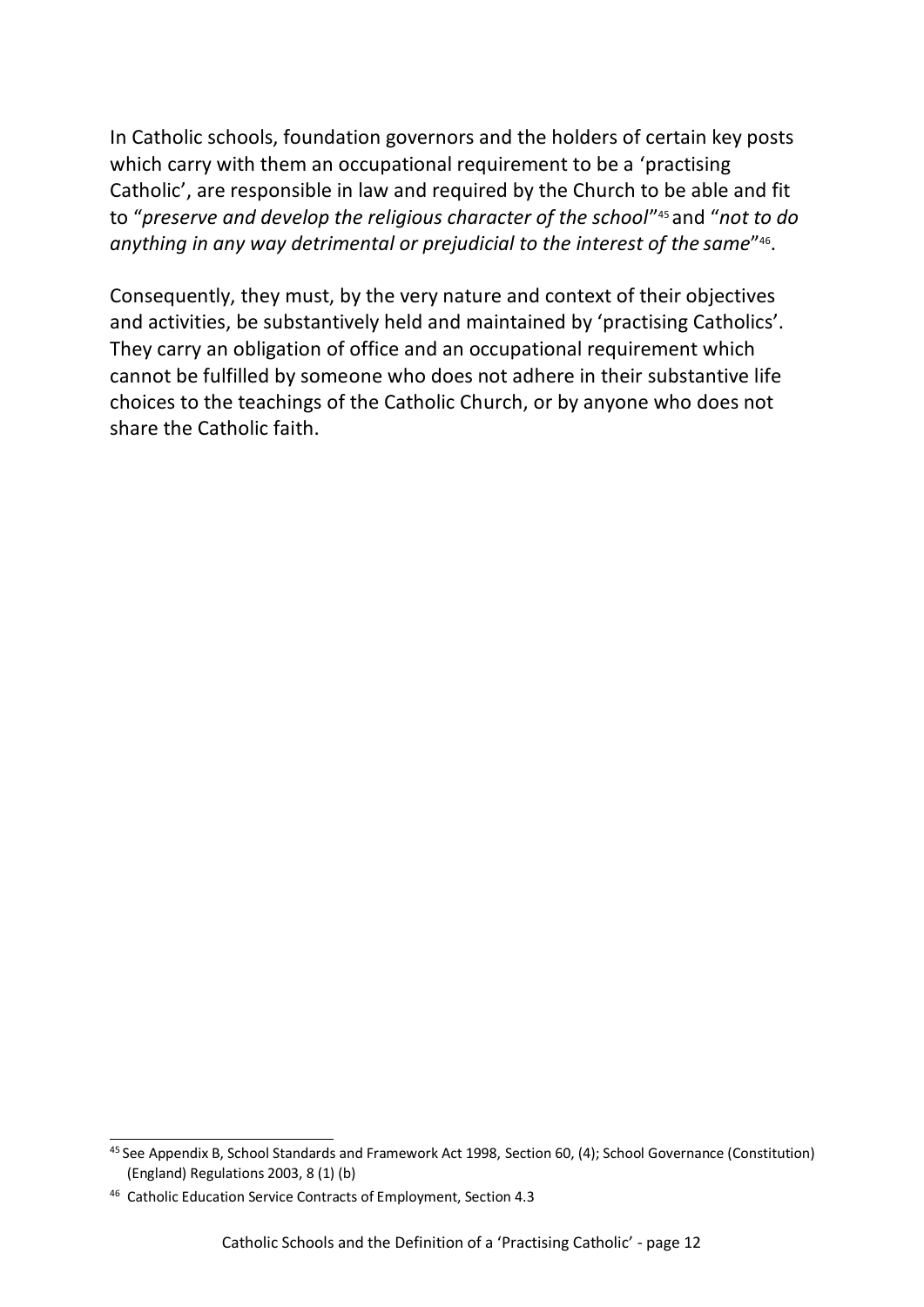In Catholic schools, foundation governors and the holders of certain key posts which carry with them an occupational requirement to be a 'practising Catholic', are responsible in law and required by the Church to be able and fit to "*preserve and develop the religious character of the school*"[45] and "*not to do anything in any way detrimental or prejudicial to the interest of the same*"[46].

Consequently, they must, by the very nature and context of their objectives and activities, be substantively held and maintained by 'practising Catholics'. They carry an obligation of office and an occupational requirement which cannot be fulfilled by someone who does not adhere in their substantive life choices to the teachings of the Catholic Church, or by anyone who does not share the Catholic faith.

---

[45] See Appendix B, School Standards and Framework Act 1998, Section 60, (4); School Governance (Constitution) (England) Regulations 2003, 8 (1) (b)

[46] Catholic Education Service Contracts of Employment, Section 4.3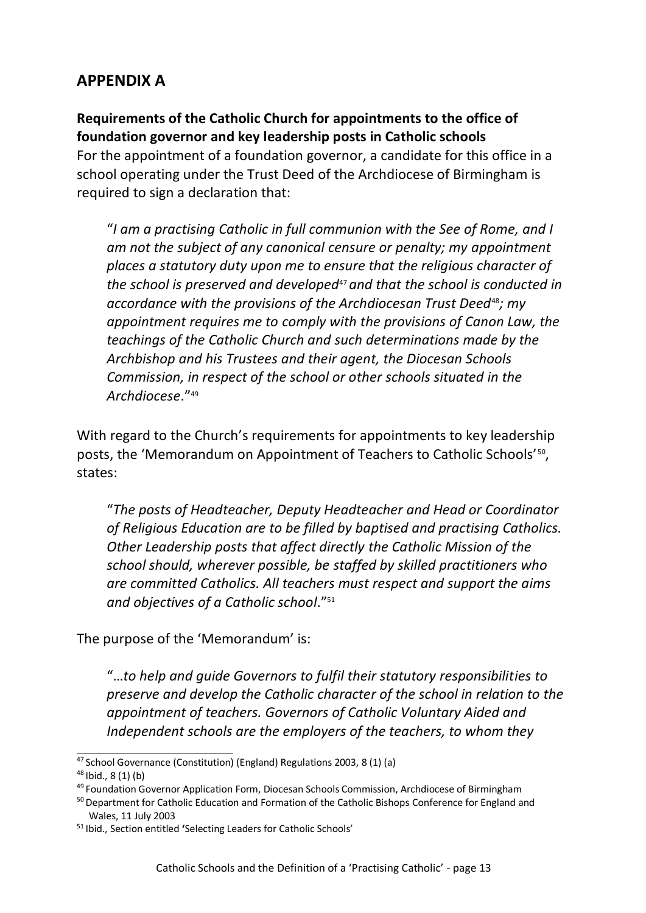## APPENDIX A

**Requirements of the Catholic Church for appointments to the office of foundation governor and key leadership posts in Catholic schools**

For the appointment of a foundation governor, a candidate for this office in a school operating under the Trust Deed of the Archdiocese of Birmingham is required to sign a declaration that:

> "*I am a practising Catholic in full communion with the See of Rome, and I am not the subject of any canonical censure or penalty; my appointment places a statutory duty upon me to ensure that the religious character of the school is preserved and developed*[47] *and that the school is conducted in accordance with the provisions of the Archdiocesan Trust Deed*[48]*; my appointment requires me to comply with the provisions of Canon Law, the teachings of the Catholic Church and such determinations made by the Archbishop and his Trustees and their agent, the Diocesan Schools Commission, in respect of the school or other schools situated in the Archdiocese*."[49]

With regard to the Church's requirements for appointments to key leadership posts, the 'Memorandum on Appointment of Teachers to Catholic Schools'[50], states:

> "*The posts of Headteacher, Deputy Headteacher and Head or Coordinator of Religious Education are to be filled by baptised and practising Catholics. Other Leadership posts that affect directly the Catholic Mission of the school should, wherever possible, be staffed by skilled practitioners who are committed Catholics. All teachers must respect and support the aims and objectives of a Catholic school*."[51]

The purpose of the 'Memorandum' is:

> "*…to help and guide Governors to fulfil their statutory responsibilities to preserve and develop the Catholic character of the school in relation to the appointment of teachers. Governors of Catholic Voluntary Aided and Independent schools are the employers of the teachers, to whom they*

---

[47] School Governance (Constitution) (England) Regulations 2003, 8 (1) (a)

[48] Ibid., 8 (1) (b)

[49] Foundation Governor Application Form, Diocesan Schools Commission, Archdiocese of Birmingham

[50] Department for Catholic Education and Formation of the Catholic Bishops Conference for England and Wales, 11 July 2003

[51] Ibid., Section entitled 'Selecting Leaders for Catholic Schools'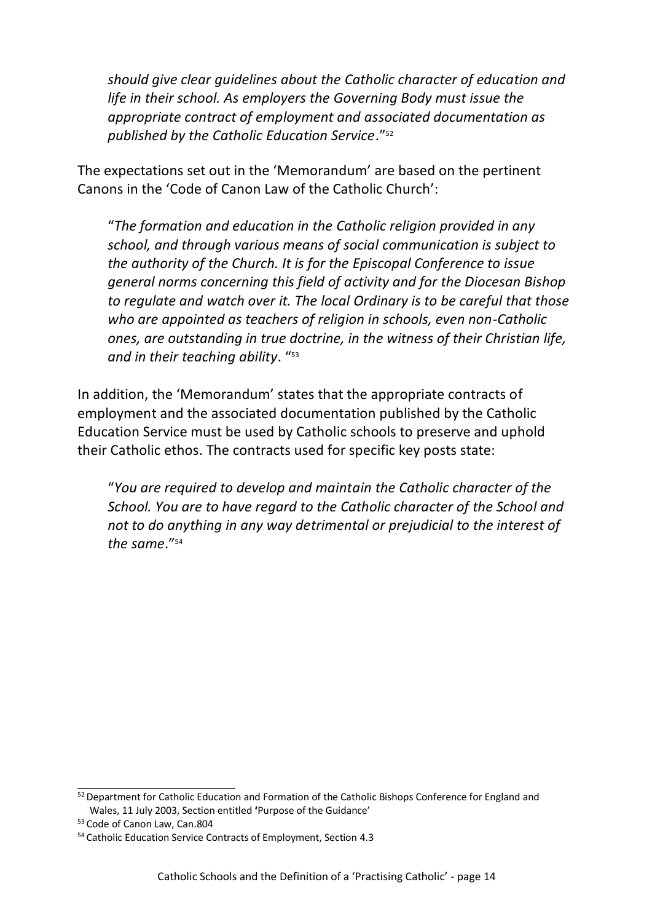*should give clear guidelines about the Catholic character of education and life in their school. As employers the Governing Body must issue the appropriate contract of employment and associated documentation as published by the Catholic Education Service*."[52]

The expectations set out in the 'Memorandum' are based on the pertinent Canons in the 'Code of Canon Law of the Catholic Church':

> "*The formation and education in the Catholic religion provided in any school, and through various means of social communication is subject to the authority of the Church. It is for the Episcopal Conference to issue general norms concerning this field of activity and for the Diocesan Bishop to regulate and watch over it. The local Ordinary is to be careful that those who are appointed as teachers of religion in schools, even non-Catholic ones, are outstanding in true doctrine, in the witness of their Christian life, and in their teaching ability*. "[53]

In addition, the 'Memorandum' states that the appropriate contracts of employment and the associated documentation published by the Catholic Education Service must be used by Catholic schools to preserve and uphold their Catholic ethos. The contracts used for specific key posts state:

> "*You are required to develop and maintain the Catholic character of the School. You are to have regard to the Catholic character of the School and not to do anything in any way detrimental or prejudicial to the interest of the same*."[54]

---

[52] Department for Catholic Education and Formation of the Catholic Bishops Conference for England and Wales, 11 July 2003, Section entitled 'Purpose of the Guidance'

[53] Code of Canon Law, Can.804

[54] Catholic Education Service Contracts of Employment, Section 4.3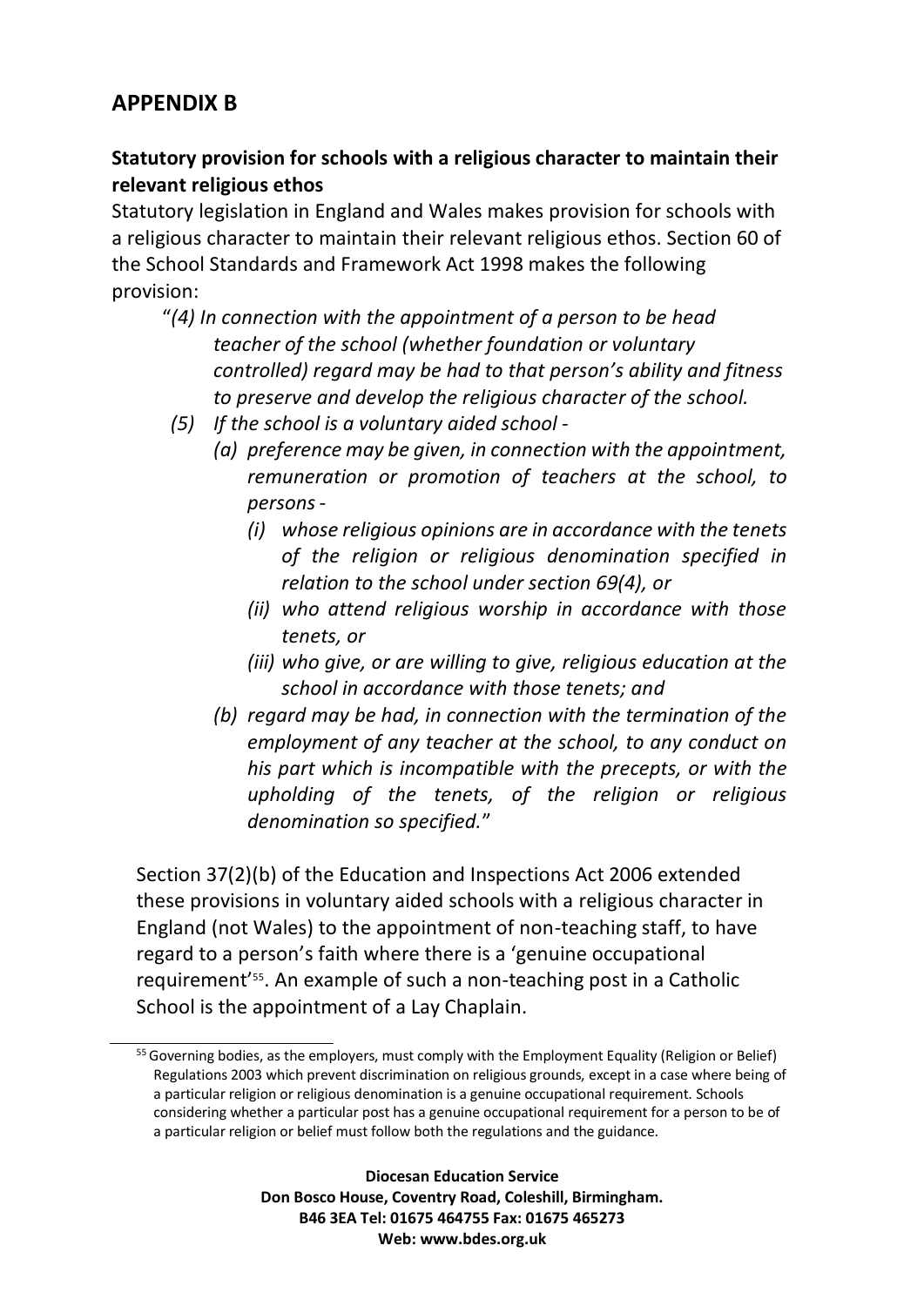## APPENDIX B

### Statutory provision for schools with a religious character to maintain their relevant religious ethos

Statutory legislation in England and Wales makes provision for schools with a religious character to maintain their relevant religious ethos. Section 60 of the School Standards and Framework Act 1998 makes the following provision:

> "*(4) In connection with the appointment of a person to be head teacher of the school (whether foundation or voluntary controlled) regard may be had to that person's ability and fitness to preserve and develop the religious character of the school.*
>
> *(5) If the school is a voluntary aided school -*
>
> *(a) preference may be given, in connection with the appointment, remuneration or promotion of teachers at the school, to persons -*
>
> *(i) whose religious opinions are in accordance with the tenets of the religion or religious denomination specified in relation to the school under section 69(4), or*
>
> *(ii) who attend religious worship in accordance with those tenets, or*
>
> *(iii) who give, or are willing to give, religious education at the school in accordance with those tenets; and*
>
> *(b) regard may be had, in connection with the termination of the employment of any teacher at the school, to any conduct on his part which is incompatible with the precepts, or with the upholding of the tenets, of the religion or religious denomination so specified.*"

Section 37(2)(b) of the Education and Inspections Act 2006 extended these provisions in voluntary aided schools with a religious character in England (not Wales) to the appointment of non-teaching staff, to have regard to a person's faith where there is a 'genuine occupational requirement'[55]. An example of such a non-teaching post in a Catholic School is the appointment of a Lay Chaplain.

[55] Governing bodies, as the employers, must comply with the Employment Equality (Religion or Belief) Regulations 2003 which prevent discrimination on religious grounds, except in a case where being of a particular religion or religious denomination is a genuine occupational requirement. Schools considering whether a particular post has a genuine occupational requirement for a person to be of a particular religion or belief must follow both the regulations and the guidance.

**Diocesan Education Service**
**Don Bosco House, Coventry Road, Coleshill, Birmingham.**
**B46 3EA Tel: 01675 464755 Fax: 01675 465273**
**Web: www.bdes.org.uk**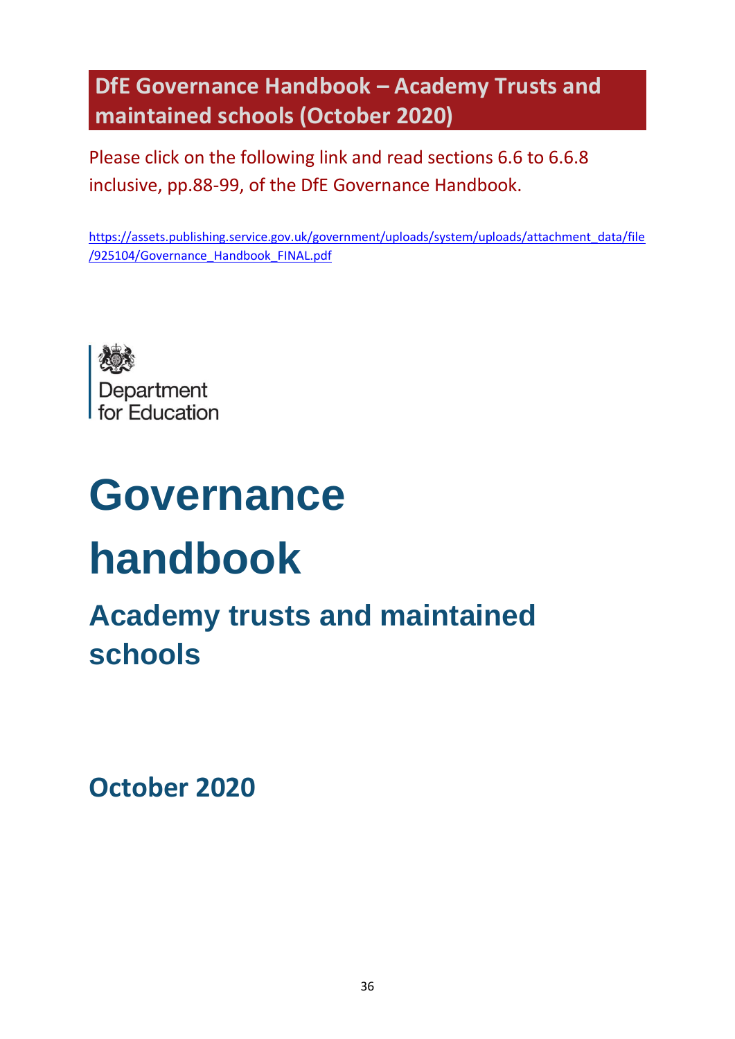## DfE Governance Handbook – Academy Trusts and maintained schools (October 2020)

Please click on the following link and read sections 6.6 to 6.6.8 inclusive, pp.88-99, of the DfE Governance Handbook.

https://assets.publishing.service.gov.uk/government/uploads/system/uploads/attachment_data/file/925104/Governance_Handbook_FINAL.pdf

Department for Education

# Governance handbook

## Academy trusts and maintained schools

**October 2020**